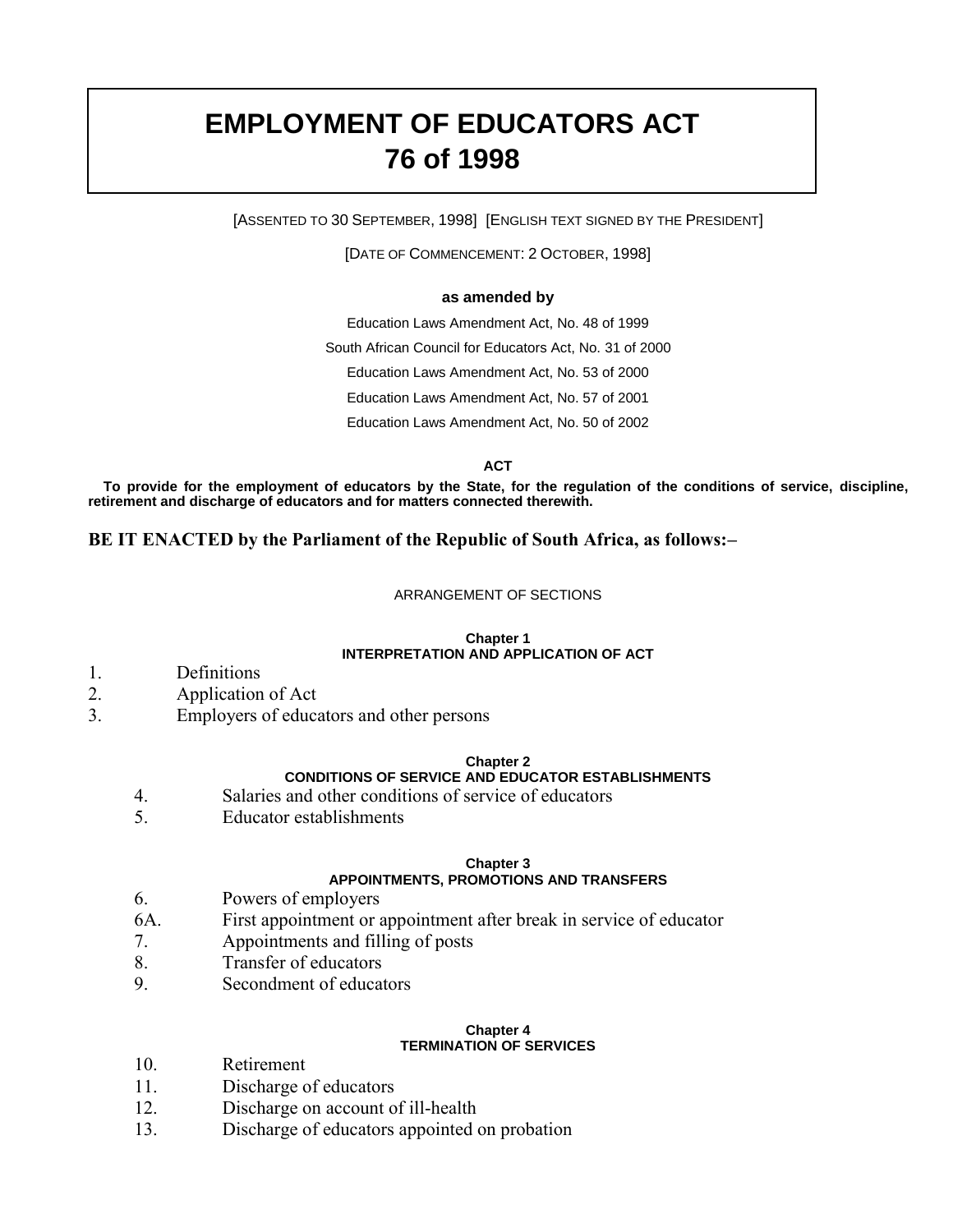# EMPLOYMENT OF EDUCATORS ACT 76 of 1998

[ASSENTED TO 30 SEPTEMBER, 1998] [ENGLISH TEXT SIGNED BY THE PRESIDENT]

[DATE OF COMMENCEMENT: 2 OCTOBER, 1998]

**as amended by**

Education Laws Amendment Act, No. 48 of 1999

South African Council for Educators Act, No. 31 of 2000

Education Laws Amendment Act, No. 53 of 2000

Education Laws Amendment Act, No. 57 of 2001

Education Laws Amendment Act, No. 50 of 2002

**ACT**

**To provide for the employment of educators by the State, for the regulation of the conditions of service, discipline, retirement and discharge of educators and for matters connected therewith.**

**BE IT ENACTED by the Parliament of the Republic of South Africa, as follows:–**

ARRANGEMENT OF SECTIONS

**Chapter 1**
**INTERPRETATION AND APPLICATION OF ACT**

1. Definitions
2. Application of Act
3. Employers of educators and other persons

**Chapter 2**
**CONDITIONS OF SERVICE AND EDUCATOR ESTABLISHMENTS**

4. Salaries and other conditions of service of educators
5. Educator establishments

**Chapter 3**
**APPOINTMENTS, PROMOTIONS AND TRANSFERS**

6. Powers of employers

6A. First appointment or appointment after break in service of educator

7. Appointments and filling of posts
8. Transfer of educators
9. Secondment of educators

**Chapter 4**
**TERMINATION OF SERVICES**

10. Retirement
11. Discharge of educators
12. Discharge on account of ill-health
13. Discharge of educators appointed on probation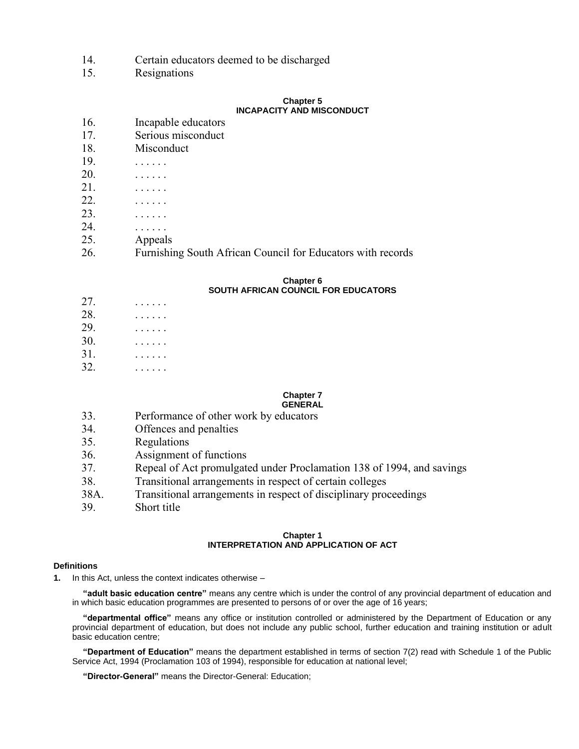14. Certain educators deemed to be discharged
15. Resignations

**Chapter 5**
**INCAPACITY AND MISCONDUCT**

16. Incapable educators
17. Serious misconduct
18. Misconduct
19. . . . . . .
20. . . . . . .
21. . . . . . .
22. . . . . . .
23. . . . . . .
24. . . . . . .
25. Appeals
26. Furnishing South African Council for Educators with records

**Chapter 6**
**SOUTH AFRICAN COUNCIL FOR EDUCATORS**

27. . . . . . .
28. . . . . . .
29. . . . . . .
30. . . . . . .
31. . . . . . .
32. . . . . . .

**Chapter 7**
**GENERAL**

33. Performance of other work by educators
34. Offences and penalties
35. Regulations
36. Assignment of functions
37. Repeal of Act promulgated under Proclamation 138 of 1994, and savings
38. Transitional arrangements in respect of certain colleges

38A. Transitional arrangements in respect of disciplinary proceedings

39. Short title

## Chapter 1
## INTERPRETATION AND APPLICATION OF ACT

### Definitions

**1.** In this Act, unless the context indicates otherwise –

**"adult basic education centre"** means any centre which is under the control of any provincial department of education and in which basic education programmes are presented to persons of or over the age of 16 years;

**"departmental office"** means any office or institution controlled or administered by the Department of Education or any provincial department of education, but does not include any public school, further education and training institution or adult basic education centre;

**"Department of Education"** means the department established in terms of section 7(2) read with Schedule 1 of the Public Service Act, 1994 (Proclamation 103 of 1994), responsible for education at national level;

**"Director-General"** means the Director-General: Education;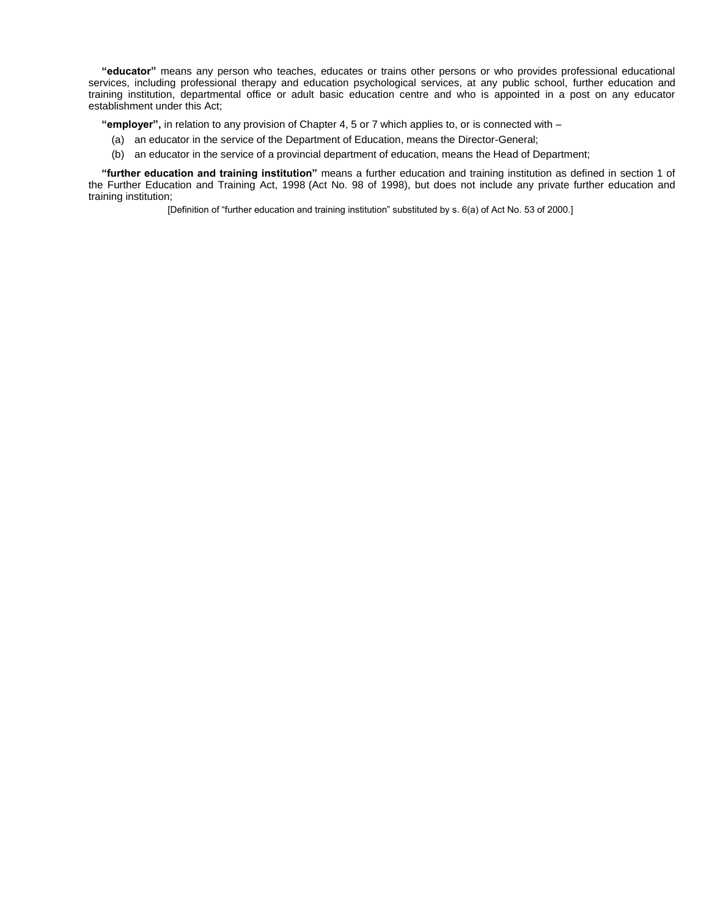**"educator"** means any person who teaches, educates or trains other persons or who provides professional educational services, including professional therapy and education psychological services, at any public school, further education and training institution, departmental office or adult basic education centre and who is appointed in a post on any educator establishment under this Act;

**"employer",** in relation to any provision of Chapter 4, 5 or 7 which applies to, or is connected with –

(a) an educator in the service of the Department of Education, means the Director-General;

(b) an educator in the service of a provincial department of education, means the Head of Department;

**"further education and training institution"** means a further education and training institution as defined in section 1 of the Further Education and Training Act, 1998 (Act No. 98 of 1998), but does not include any private further education and training institution;

[Definition of "further education and training institution" substituted by s. 6(a) of Act No. 53 of 2000.]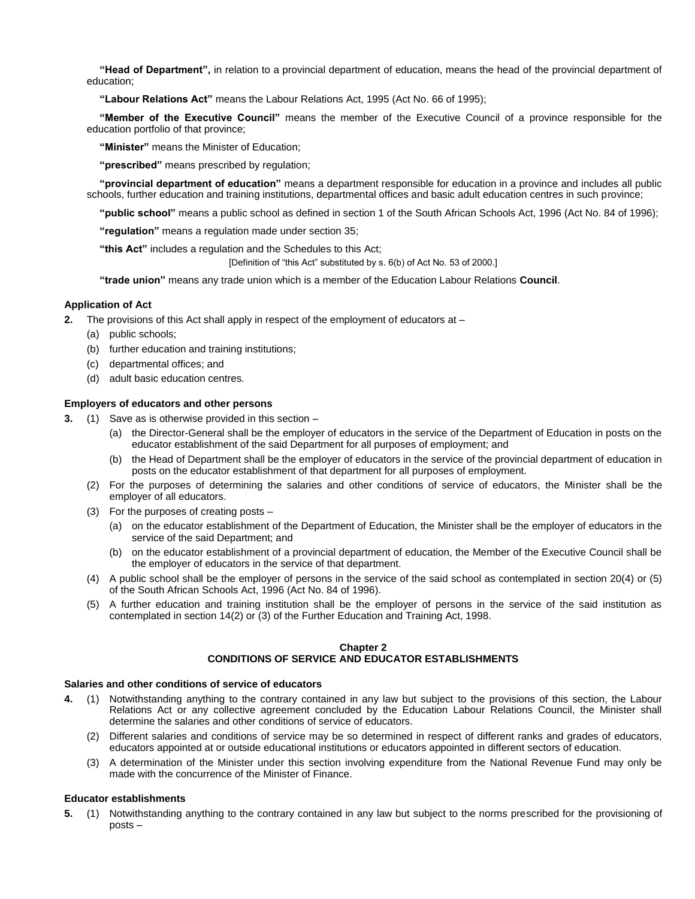**"Head of Department",** in relation to a provincial department of education, means the head of the provincial department of education;

**"Labour Relations Act"** means the Labour Relations Act, 1995 (Act No. 66 of 1995);

**"Member of the Executive Council"** means the member of the Executive Council of a province responsible for the education portfolio of that province;

**"Minister"** means the Minister of Education;

**"prescribed"** means prescribed by regulation;

**"provincial department of education"** means a department responsible for education in a province and includes all public schools, further education and training institutions, departmental offices and basic adult education centres in such province;

**"public school"** means a public school as defined in section 1 of the South African Schools Act, 1996 (Act No. 84 of 1996);

**"regulation"** means a regulation made under section 35;

**"this Act"** includes a regulation and the Schedules to this Act;

[Definition of "this Act" substituted by s. 6(b) of Act No. 53 of 2000.]

**"trade union"** means any trade union which is a member of the Education Labour Relations **Council**.

### Application of Act

**2.** The provisions of this Act shall apply in respect of the employment of educators at –

- (a) public schools;
- (b) further education and training institutions;
- (c) departmental offices; and
- (d) adult basic education centres.

### Employers of educators and other persons

**3.** (1) Save as is otherwise provided in this section –

- (a) the Director-General shall be the employer of educators in the service of the Department of Education in posts on the educator establishment of the said Department for all purposes of employment; and
- (b) the Head of Department shall be the employer of educators in the service of the provincial department of education in posts on the educator establishment of that department for all purposes of employment.

(2) For the purposes of determining the salaries and other conditions of service of educators, the Minister shall be the employer of all educators.

(3) For the purposes of creating posts –

- (a) on the educator establishment of the Department of Education, the Minister shall be the employer of educators in the service of the said Department; and
- (b) on the educator establishment of a provincial department of education, the Member of the Executive Council shall be the employer of educators in the service of that department.

(4) A public school shall be the employer of persons in the service of the said school as contemplated in section 20(4) or (5) of the South African Schools Act, 1996 (Act No. 84 of 1996).

(5) A further education and training institution shall be the employer of persons in the service of the said institution as contemplated in section 14(2) or (3) of the Further Education and Training Act, 1998.

## Chapter 2
## CONDITIONS OF SERVICE AND EDUCATOR ESTABLISHMENTS

### Salaries and other conditions of service of educators

**4.** (1) Notwithstanding anything to the contrary contained in any law but subject to the provisions of this section, the Labour Relations Act or any collective agreement concluded by the Education Labour Relations Council, the Minister shall determine the salaries and other conditions of service of educators.

(2) Different salaries and conditions of service may be so determined in respect of different ranks and grades of educators, educators appointed at or outside educational institutions or educators appointed in different sectors of education.

(3) A determination of the Minister under this section involving expenditure from the National Revenue Fund may only be made with the concurrence of the Minister of Finance.

### Educator establishments

**5.** (1) Notwithstanding anything to the contrary contained in any law but subject to the norms prescribed for the provisioning of posts –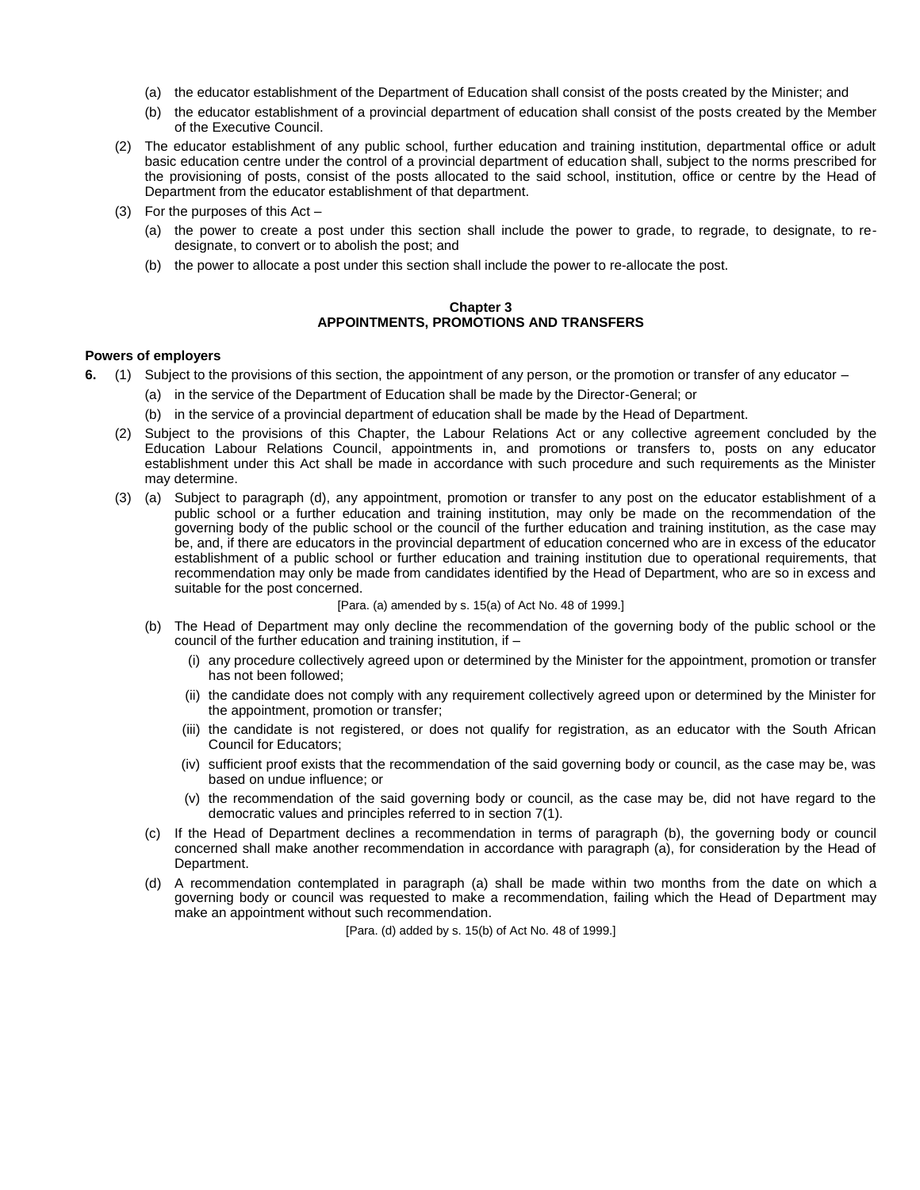(a) the educator establishment of the Department of Education shall consist of the posts created by the Minister; and

(b) the educator establishment of a provincial department of education shall consist of the posts created by the Member of the Executive Council.

(2) The educator establishment of any public school, further education and training institution, departmental office or adult basic education centre under the control of a provincial department of education shall, subject to the norms prescribed for the provisioning of posts, consist of the posts allocated to the said school, institution, office or centre by the Head of Department from the educator establishment of that department.

(3) For the purposes of this Act –

(a) the power to create a post under this section shall include the power to grade, to regrade, to designate, to re-designate, to convert or to abolish the post; and

(b) the power to allocate a post under this section shall include the power to re-allocate the post.

## Chapter 3
## APPOINTMENTS, PROMOTIONS AND TRANSFERS

**Powers of employers**

**6.** (1) Subject to the provisions of this section, the appointment of any person, or the promotion or transfer of any educator –

(a) in the service of the Department of Education shall be made by the Director-General; or

(b) in the service of a provincial department of education shall be made by the Head of Department.

(2) Subject to the provisions of this Chapter, the Labour Relations Act or any collective agreement concluded by the Education Labour Relations Council, appointments in, and promotions or transfers to, posts on any educator establishment under this Act shall be made in accordance with such procedure and such requirements as the Minister may determine.

(3) (a) Subject to paragraph (d), any appointment, promotion or transfer to any post on the educator establishment of a public school or a further education and training institution, may only be made on the recommendation of the governing body of the public school or the council of the further education and training institution, as the case may be, and, if there are educators in the provincial department of education concerned who are in excess of the educator establishment of a public school or further education and training institution due to operational requirements, that recommendation may only be made from candidates identified by the Head of Department, who are so in excess and suitable for the post concerned.

[Para. (a) amended by s. 15(a) of Act No. 48 of 1999.]

(b) The Head of Department may only decline the recommendation of the governing body of the public school or the council of the further education and training institution, if –

(i) any procedure collectively agreed upon or determined by the Minister for the appointment, promotion or transfer has not been followed;

(ii) the candidate does not comply with any requirement collectively agreed upon or determined by the Minister for the appointment, promotion or transfer;

(iii) the candidate is not registered, or does not qualify for registration, as an educator with the South African Council for Educators;

(iv) sufficient proof exists that the recommendation of the said governing body or council, as the case may be, was based on undue influence; or

(v) the recommendation of the said governing body or council, as the case may be, did not have regard to the democratic values and principles referred to in section 7(1).

(c) If the Head of Department declines a recommendation in terms of paragraph (b), the governing body or council concerned shall make another recommendation in accordance with paragraph (a), for consideration by the Head of Department.

(d) A recommendation contemplated in paragraph (a) shall be made within two months from the date on which a governing body or council was requested to make a recommendation, failing which the Head of Department may make an appointment without such recommendation.

[Para. (d) added by s. 15(b) of Act No. 48 of 1999.]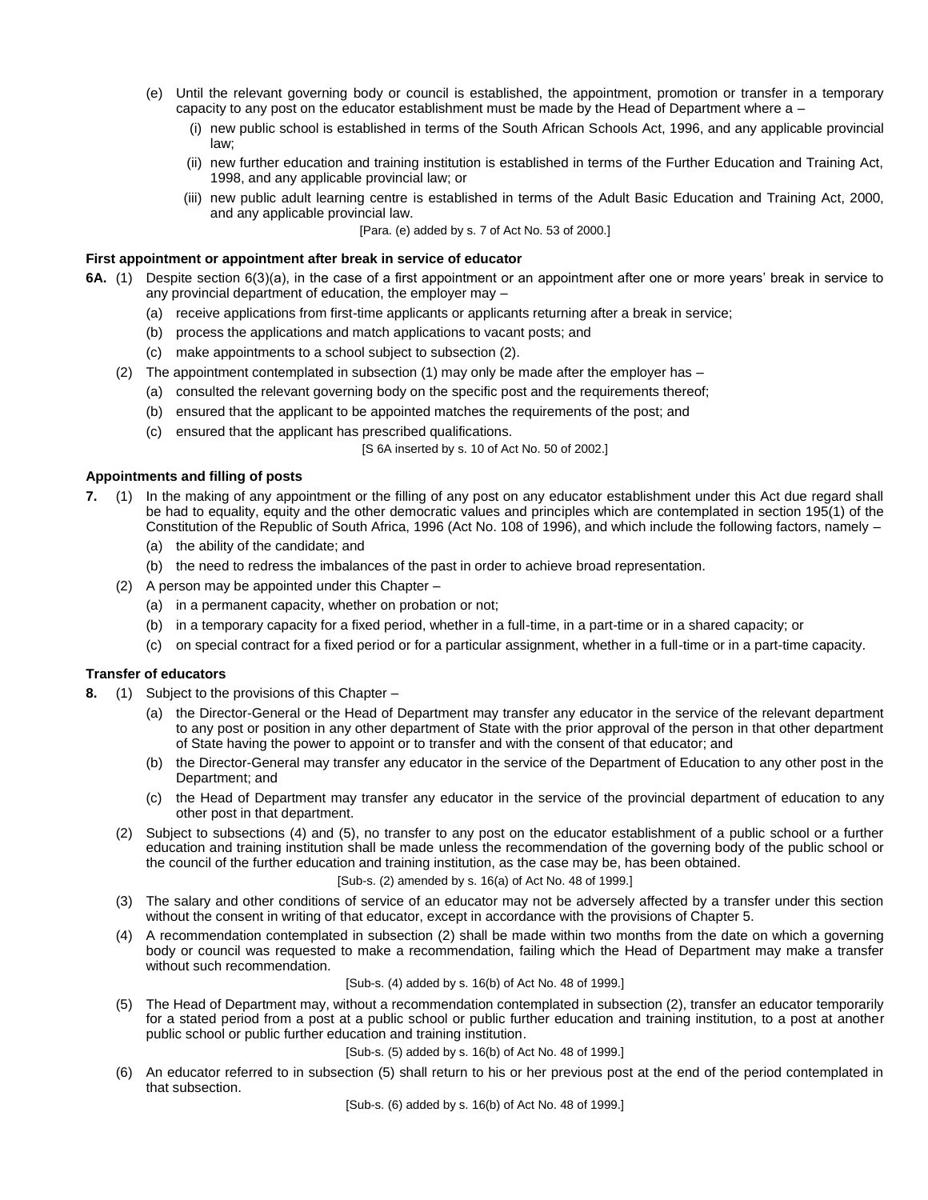(e) Until the relevant governing body or council is established, the appointment, promotion or transfer in a temporary capacity to any post on the educator establishment must be made by the Head of Department where a –

(i) new public school is established in terms of the South African Schools Act, 1996, and any applicable provincial law;

(ii) new further education and training institution is established in terms of the Further Education and Training Act, 1998, and any applicable provincial law; or

(iii) new public adult learning centre is established in terms of the Adult Basic Education and Training Act, 2000, and any applicable provincial law.

[Para. (e) added by s. 7 of Act No. 53 of 2000.]

**First appointment or appointment after break in service of educator**

**6A.** (1) Despite section 6(3)(a), in the case of a first appointment or an appointment after one or more years' break in service to any provincial department of education, the employer may –

(a) receive applications from first-time applicants or applicants returning after a break in service;

(b) process the applications and match applications to vacant posts; and

(c) make appointments to a school subject to subsection (2).

(2) The appointment contemplated in subsection (1) may only be made after the employer has –

(a) consulted the relevant governing body on the specific post and the requirements thereof;

(b) ensured that the applicant to be appointed matches the requirements of the post; and

(c) ensured that the applicant has prescribed qualifications.

[S 6A inserted by s. 10 of Act No. 50 of 2002.]

**Appointments and filling of posts**

**7.** (1) In the making of any appointment or the filling of any post on any educator establishment under this Act due regard shall be had to equality, equity and the other democratic values and principles which are contemplated in section 195(1) of the Constitution of the Republic of South Africa, 1996 (Act No. 108 of 1996), and which include the following factors, namely –

(a) the ability of the candidate; and

(b) the need to redress the imbalances of the past in order to achieve broad representation.

(2) A person may be appointed under this Chapter –

(a) in a permanent capacity, whether on probation or not;

(b) in a temporary capacity for a fixed period, whether in a full-time, in a part-time or in a shared capacity; or

(c) on special contract for a fixed period or for a particular assignment, whether in a full-time or in a part-time capacity.

**Transfer of educators**

**8.** (1) Subject to the provisions of this Chapter –

(a) the Director-General or the Head of Department may transfer any educator in the service of the relevant department to any post or position in any other department of State with the prior approval of the person in that other department of State having the power to appoint or to transfer and with the consent of that educator; and

(b) the Director-General may transfer any educator in the service of the Department of Education to any other post in the Department; and

(c) the Head of Department may transfer any educator in the service of the provincial department of education to any other post in that department.

(2) Subject to subsections (4) and (5), no transfer to any post on the educator establishment of a public school or a further education and training institution shall be made unless the recommendation of the governing body of the public school or the council of the further education and training institution, as the case may be, has been obtained.

[Sub-s. (2) amended by s. 16(a) of Act No. 48 of 1999.]

(3) The salary and other conditions of service of an educator may not be adversely affected by a transfer under this section without the consent in writing of that educator, except in accordance with the provisions of Chapter 5.

(4) A recommendation contemplated in subsection (2) shall be made within two months from the date on which a governing body or council was requested to make a recommendation, failing which the Head of Department may make a transfer without such recommendation.

[Sub-s. (4) added by s. 16(b) of Act No. 48 of 1999.]

(5) The Head of Department may, without a recommendation contemplated in subsection (2), transfer an educator temporarily for a stated period from a post at a public school or public further education and training institution, to a post at another public school or public further education and training institution.

[Sub-s. (5) added by s. 16(b) of Act No. 48 of 1999.]

(6) An educator referred to in subsection (5) shall return to his or her previous post at the end of the period contemplated in that subsection.

[Sub-s. (6) added by s. 16(b) of Act No. 48 of 1999.]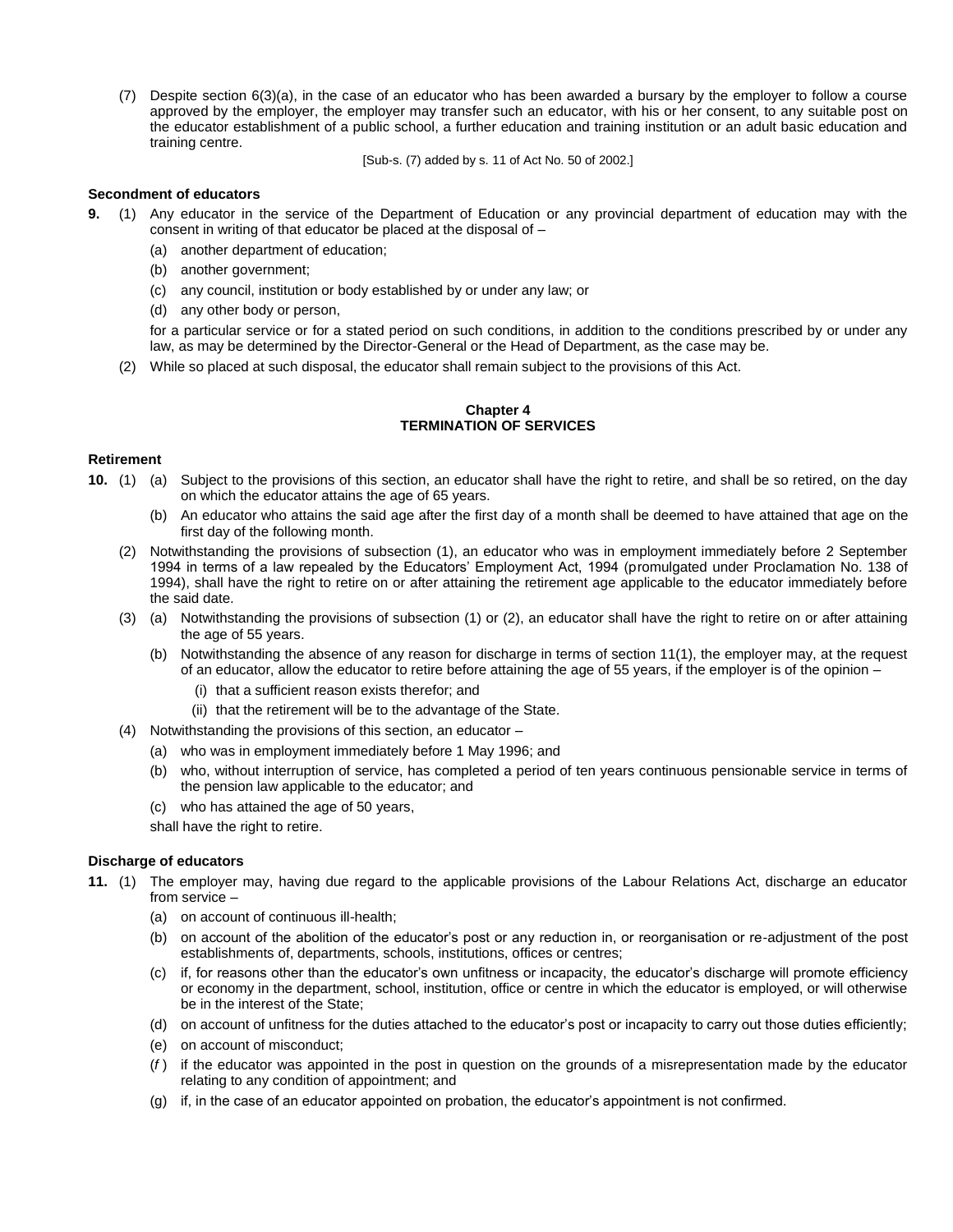(7) Despite section 6(3)(a), in the case of an educator who has been awarded a bursary by the employer to follow a course approved by the employer, the employer may transfer such an educator, with his or her consent, to any suitable post on the educator establishment of a public school, a further education and training institution or an adult basic education and training centre.

[Sub-s. (7) added by s. 11 of Act No. 50 of 2002.]

**Secondment of educators**

**9.** (1) Any educator in the service of the Department of Education or any provincial department of education may with the consent in writing of that educator be placed at the disposal of –

(a) another department of education;

(b) another government;

(c) any council, institution or body established by or under any law; or

(d) any other body or person,

for a particular service or for a stated period on such conditions, in addition to the conditions prescribed by or under any law, as may be determined by the Director-General or the Head of Department, as the case may be.

(2) While so placed at such disposal, the educator shall remain subject to the provisions of this Act.

## Chapter 4
## TERMINATION OF SERVICES

**Retirement**

**10.** (1) (a) Subject to the provisions of this section, an educator shall have the right to retire, and shall be so retired, on the day on which the educator attains the age of 65 years.

(b) An educator who attains the said age after the first day of a month shall be deemed to have attained that age on the first day of the following month.

(2) Notwithstanding the provisions of subsection (1), an educator who was in employment immediately before 2 September 1994 in terms of a law repealed by the Educators' Employment Act, 1994 (promulgated under Proclamation No. 138 of 1994), shall have the right to retire on or after attaining the retirement age applicable to the educator immediately before the said date.

(3) (a) Notwithstanding the provisions of subsection (1) or (2), an educator shall have the right to retire on or after attaining the age of 55 years.

(b) Notwithstanding the absence of any reason for discharge in terms of section 11(1), the employer may, at the request of an educator, allow the educator to retire before attaining the age of 55 years, if the employer is of the opinion –

(i) that a sufficient reason exists therefor; and

(ii) that the retirement will be to the advantage of the State.

(4) Notwithstanding the provisions of this section, an educator –

(a) who was in employment immediately before 1 May 1996; and

(b) who, without interruption of service, has completed a period of ten years continuous pensionable service in terms of the pension law applicable to the educator; and

(c) who has attained the age of 50 years,

shall have the right to retire.

**Discharge of educators**

**11.** (1) The employer may, having due regard to the applicable provisions of the Labour Relations Act, discharge an educator from service –

(a) on account of continuous ill-health;

(b) on account of the abolition of the educator's post or any reduction in, or reorganisation or re-adjustment of the post establishments of, departments, schools, institutions, offices or centres;

(c) if, for reasons other than the educator's own unfitness or incapacity, the educator's discharge will promote efficiency or economy in the department, school, institution, office or centre in which the educator is employed, or will otherwise be in the interest of the State;

(d) on account of unfitness for the duties attached to the educator's post or incapacity to carry out those duties efficiently;

(e) on account of misconduct;

(*f*) if the educator was appointed in the post in question on the grounds of a misrepresentation made by the educator relating to any condition of appointment; and

(g) if, in the case of an educator appointed on probation, the educator's appointment is not confirmed.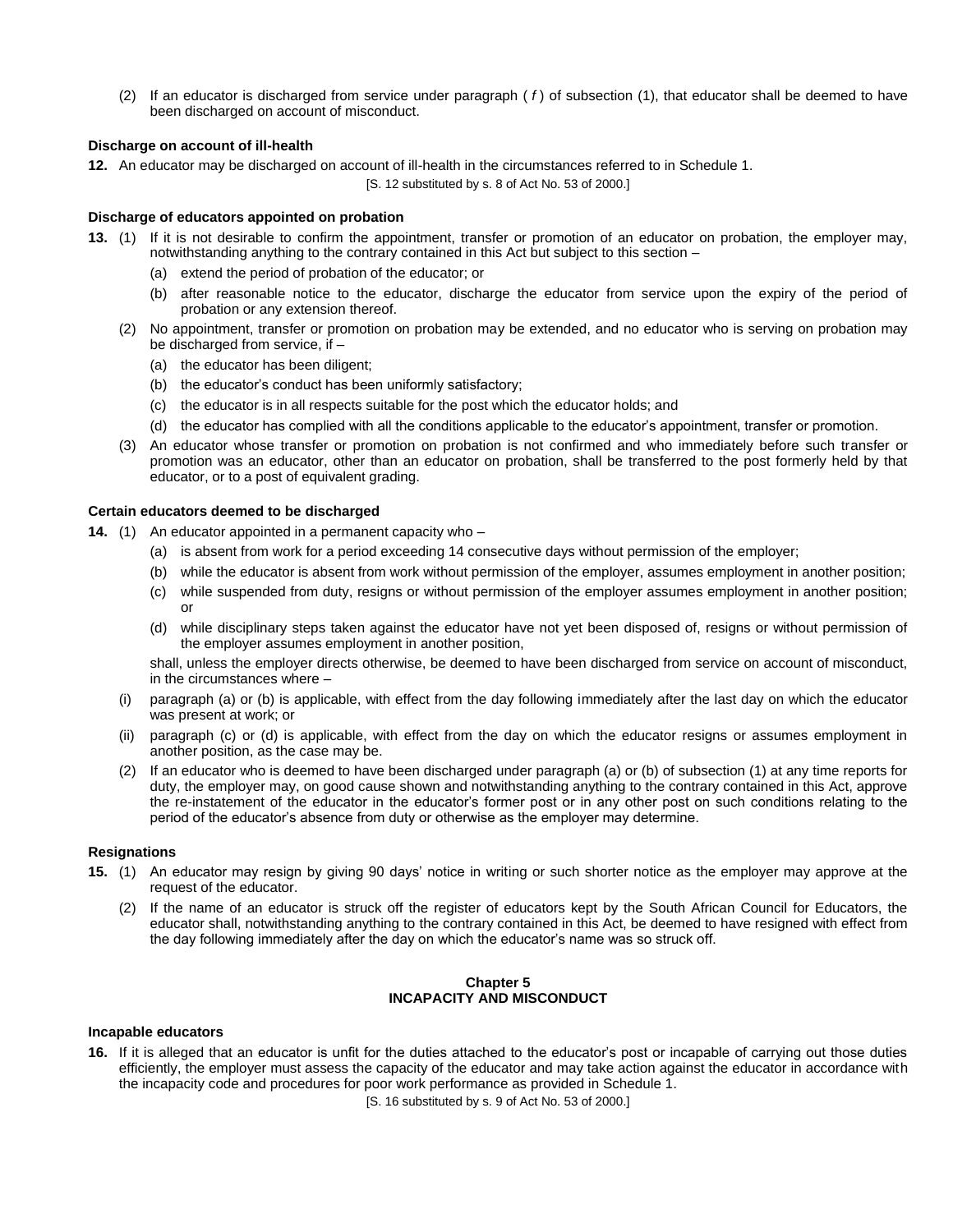(2) If an educator is discharged from service under paragraph (*f*) of subsection (1), that educator shall be deemed to have been discharged on account of misconduct.

**Discharge on account of ill-health**

**12.** An educator may be discharged on account of ill-health in the circumstances referred to in Schedule 1.

[S. 12 substituted by s. 8 of Act No. 53 of 2000.]

**Discharge of educators appointed on probation**

**13.** (1) If it is not desirable to confirm the appointment, transfer or promotion of an educator on probation, the employer may, notwithstanding anything to the contrary contained in this Act but subject to this section –

(a) extend the period of probation of the educator; or

(b) after reasonable notice to the educator, discharge the educator from service upon the expiry of the period of probation or any extension thereof.

(2) No appointment, transfer or promotion on probation may be extended, and no educator who is serving on probation may be discharged from service, if –

(a) the educator has been diligent;

(b) the educator's conduct has been uniformly satisfactory;

(c) the educator is in all respects suitable for the post which the educator holds; and

(d) the educator has complied with all the conditions applicable to the educator's appointment, transfer or promotion.

(3) An educator whose transfer or promotion on probation is not confirmed and who immediately before such transfer or promotion was an educator, other than an educator on probation, shall be transferred to the post formerly held by that educator, or to a post of equivalent grading.

**Certain educators deemed to be discharged**

**14.** (1) An educator appointed in a permanent capacity who –

(a) is absent from work for a period exceeding 14 consecutive days without permission of the employer;

(b) while the educator is absent from work without permission of the employer, assumes employment in another position;

(c) while suspended from duty, resigns or without permission of the employer assumes employment in another position; or

(d) while disciplinary steps taken against the educator have not yet been disposed of, resigns or without permission of the employer assumes employment in another position,

shall, unless the employer directs otherwise, be deemed to have been discharged from service on account of misconduct, in the circumstances where –

(i) paragraph (a) or (b) is applicable, with effect from the day following immediately after the last day on which the educator was present at work; or

(ii) paragraph (c) or (d) is applicable, with effect from the day on which the educator resigns or assumes employment in another position, as the case may be.

(2) If an educator who is deemed to have been discharged under paragraph (a) or (b) of subsection (1) at any time reports for duty, the employer may, on good cause shown and notwithstanding anything to the contrary contained in this Act, approve the re-instatement of the educator in the educator's former post or in any other post on such conditions relating to the period of the educator's absence from duty or otherwise as the employer may determine.

**Resignations**

**15.** (1) An educator may resign by giving 90 days' notice in writing or such shorter notice as the employer may approve at the request of the educator.

(2) If the name of an educator is struck off the register of educators kept by the South African Council for Educators, the educator shall, notwithstanding anything to the contrary contained in this Act, be deemed to have resigned with effect from the day following immediately after the day on which the educator's name was so struck off.

## Chapter 5
## INCAPACITY AND MISCONDUCT

**Incapable educators**

**16.** If it is alleged that an educator is unfit for the duties attached to the educator's post or incapable of carrying out those duties efficiently, the employer must assess the capacity of the educator and may take action against the educator in accordance with the incapacity code and procedures for poor work performance as provided in Schedule 1.

[S. 16 substituted by s. 9 of Act No. 53 of 2000.]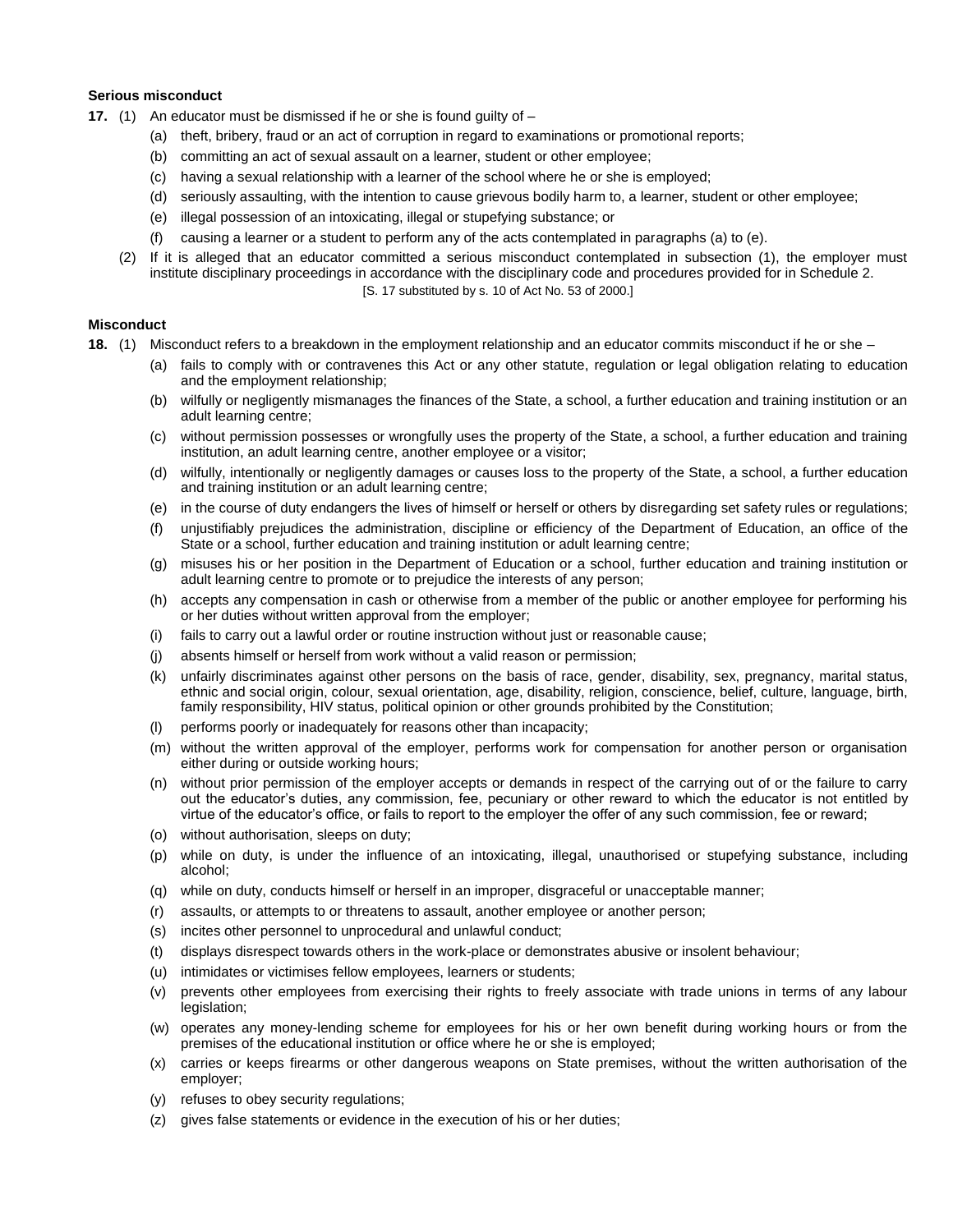**Serious misconduct**

**17.** (1) An educator must be dismissed if he or she is found guilty of –

(a) theft, bribery, fraud or an act of corruption in regard to examinations or promotional reports;

(b) committing an act of sexual assault on a learner, student or other employee;

(c) having a sexual relationship with a learner of the school where he or she is employed;

(d) seriously assaulting, with the intention to cause grievous bodily harm to, a learner, student or other employee;

(e) illegal possession of an intoxicating, illegal or stupefying substance; or

(f) causing a learner or a student to perform any of the acts contemplated in paragraphs (a) to (e).

(2) If it is alleged that an educator committed a serious misconduct contemplated in subsection (1), the employer must institute disciplinary proceedings in accordance with the disciplinary code and procedures provided for in Schedule 2.

[S. 17 substituted by s. 10 of Act No. 53 of 2000.]

**Misconduct**

**18.** (1) Misconduct refers to a breakdown in the employment relationship and an educator commits misconduct if he or she –

(a) fails to comply with or contravenes this Act or any other statute, regulation or legal obligation relating to education and the employment relationship;

(b) wilfully or negligently mismanages the finances of the State, a school, a further education and training institution or an adult learning centre;

(c) without permission possesses or wrongfully uses the property of the State, a school, a further education and training institution, an adult learning centre, another employee or a visitor;

(d) wilfully, intentionally or negligently damages or causes loss to the property of the State, a school, a further education and training institution or an adult learning centre;

(e) in the course of duty endangers the lives of himself or herself or others by disregarding set safety rules or regulations;

(f) unjustifiably prejudices the administration, discipline or efficiency of the Department of Education, an office of the State or a school, further education and training institution or adult learning centre;

(g) misuses his or her position in the Department of Education or a school, further education and training institution or adult learning centre to promote or to prejudice the interests of any person;

(h) accepts any compensation in cash or otherwise from a member of the public or another employee for performing his or her duties without written approval from the employer;

(i) fails to carry out a lawful order or routine instruction without just or reasonable cause;

(j) absents himself or herself from work without a valid reason or permission;

(k) unfairly discriminates against other persons on the basis of race, gender, disability, sex, pregnancy, marital status, ethnic and social origin, colour, sexual orientation, age, disability, religion, conscience, belief, culture, language, birth, family responsibility, HIV status, political opinion or other grounds prohibited by the Constitution;

(l) performs poorly or inadequately for reasons other than incapacity;

(m) without the written approval of the employer, performs work for compensation for another person or organisation either during or outside working hours;

(n) without prior permission of the employer accepts or demands in respect of the carrying out of or the failure to carry out the educator's duties, any commission, fee, pecuniary or other reward to which the educator is not entitled by virtue of the educator's office, or fails to report to the employer the offer of any such commission, fee or reward;

(o) without authorisation, sleeps on duty;

(p) while on duty, is under the influence of an intoxicating, illegal, unauthorised or stupefying substance, including alcohol;

(q) while on duty, conducts himself or herself in an improper, disgraceful or unacceptable manner;

(r) assaults, or attempts to or threatens to assault, another employee or another person;

(s) incites other personnel to unprocedural and unlawful conduct;

(t) displays disrespect towards others in the work-place or demonstrates abusive or insolent behaviour;

(u) intimidates or victimises fellow employees, learners or students;

(v) prevents other employees from exercising their rights to freely associate with trade unions in terms of any labour legislation;

(w) operates any money-lending scheme for employees for his or her own benefit during working hours or from the premises of the educational institution or office where he or she is employed;

(x) carries or keeps firearms or other dangerous weapons on State premises, without the written authorisation of the employer;

(y) refuses to obey security regulations;

(z) gives false statements or evidence in the execution of his or her duties;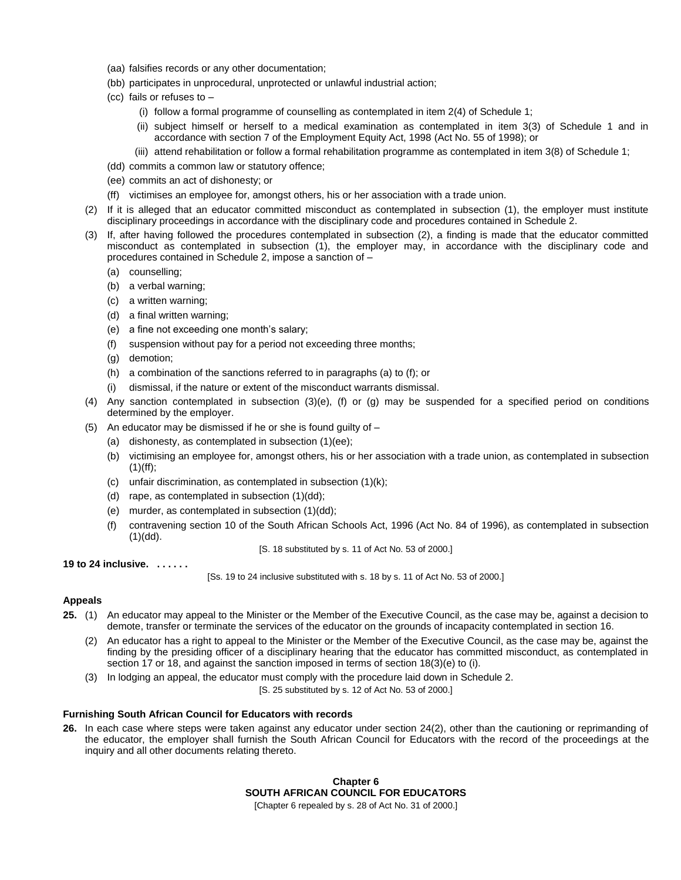(aa) falsifies records or any other documentation;

(bb) participates in unprocedural, unprotected or unlawful industrial action;

(cc) fails or refuses to –

(i) follow a formal programme of counselling as contemplated in item 2(4) of Schedule 1;

(ii) subject himself or herself to a medical examination as contemplated in item 3(3) of Schedule 1 and in accordance with section 7 of the Employment Equity Act, 1998 (Act No. 55 of 1998); or

(iii) attend rehabilitation or follow a formal rehabilitation programme as contemplated in item 3(8) of Schedule 1;

(dd) commits a common law or statutory offence;

(ee) commits an act of dishonesty; or

(ff) victimises an employee for, amongst others, his or her association with a trade union.

(2) If it is alleged that an educator committed misconduct as contemplated in subsection (1), the employer must institute disciplinary proceedings in accordance with the disciplinary code and procedures contained in Schedule 2.

(3) If, after having followed the procedures contemplated in subsection (2), a finding is made that the educator committed misconduct as contemplated in subsection (1), the employer may, in accordance with the disciplinary code and procedures contained in Schedule 2, impose a sanction of –

(a) counselling;

(b) a verbal warning;

(c) a written warning;

(d) a final written warning;

(e) a fine not exceeding one month's salary;

(f) suspension without pay for a period not exceeding three months;

(g) demotion;

(h) a combination of the sanctions referred to in paragraphs (a) to (f); or

(i) dismissal, if the nature or extent of the misconduct warrants dismissal.

(4) Any sanction contemplated in subsection (3)(e), (f) or (g) may be suspended for a specified period on conditions determined by the employer.

(5) An educator may be dismissed if he or she is found guilty of –

(a) dishonesty, as contemplated in subsection (1)(ee);

(b) victimising an employee for, amongst others, his or her association with a trade union, as contemplated in subsection (1)(ff);

(c) unfair discrimination, as contemplated in subsection (1)(k);

(d) rape, as contemplated in subsection (1)(dd);

(e) murder, as contemplated in subsection (1)(dd);

(f) contravening section 10 of the South African Schools Act, 1996 (Act No. 84 of 1996), as contemplated in subsection (1)(dd).

[S. 18 substituted by s. 11 of Act No. 53 of 2000.]

**19 to 24 inclusive. . . . . . .**

[Ss. 19 to 24 inclusive substituted with s. 18 by s. 11 of Act No. 53 of 2000.]

#### Appeals

**25.** (1) An educator may appeal to the Minister or the Member of the Executive Council, as the case may be, against a decision to demote, transfer or terminate the services of the educator on the grounds of incapacity contemplated in section 16.

(2) An educator has a right to appeal to the Minister or the Member of the Executive Council, as the case may be, against the finding by the presiding officer of a disciplinary hearing that the educator has committed misconduct, as contemplated in section 17 or 18, and against the sanction imposed in terms of section 18(3)(e) to (i).

(3) In lodging an appeal, the educator must comply with the procedure laid down in Schedule 2.

[S. 25 substituted by s. 12 of Act No. 53 of 2000.]

#### Furnishing South African Council for Educators with records

**26.** In each case where steps were taken against any educator under section 24(2), other than the cautioning or reprimanding of the educator, the employer shall furnish the South African Council for Educators with the record of the proceedings at the inquiry and all other documents relating thereto.

## Chapter 6
## SOUTH AFRICAN COUNCIL FOR EDUCATORS

[Chapter 6 repealed by s. 28 of Act No. 31 of 2000.]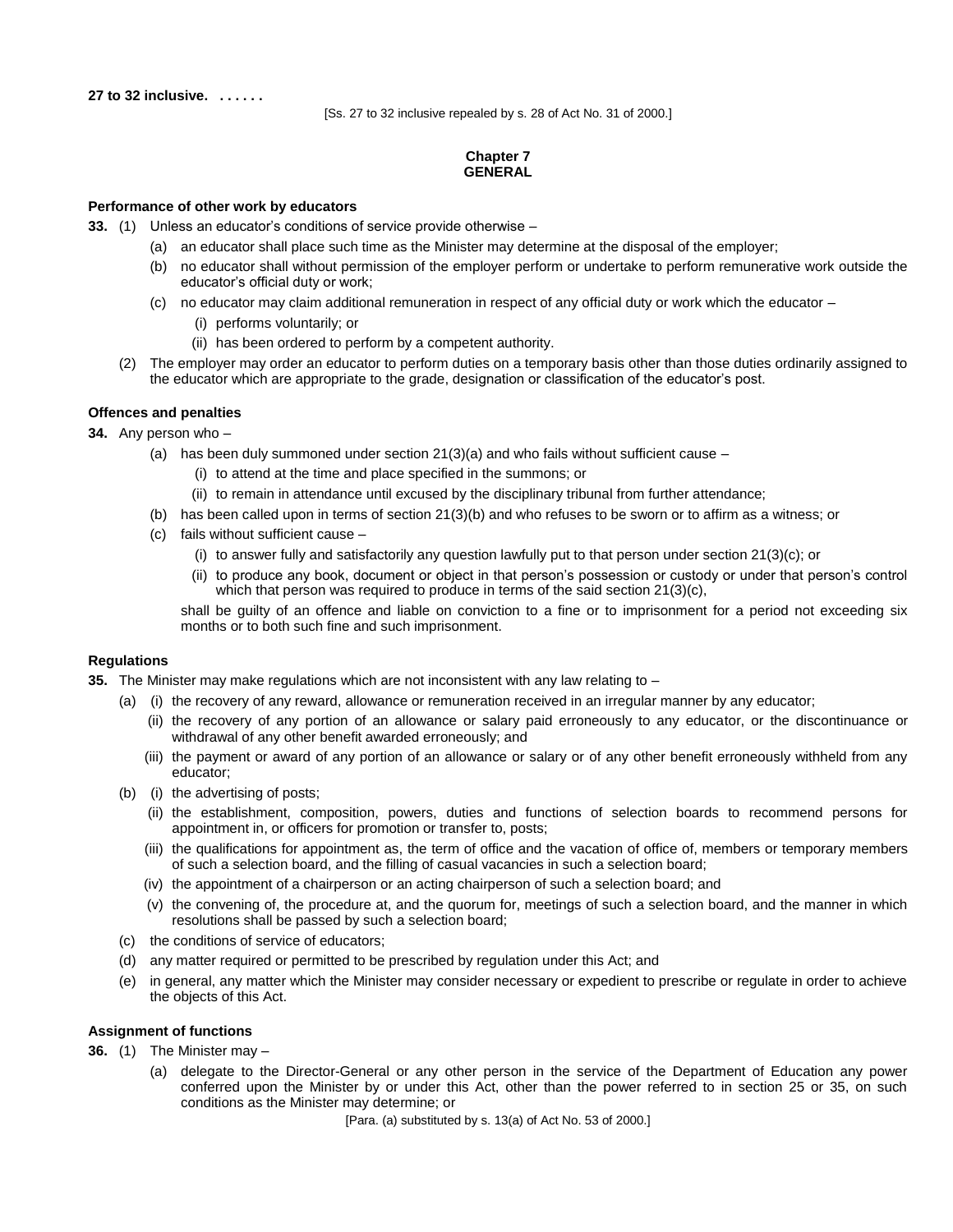**27 to 32 inclusive. . . . . . .**

[Ss. 27 to 32 inclusive repealed by s. 28 of Act No. 31 of 2000.]

## Chapter 7
## GENERAL

### Performance of other work by educators

**33.** (1) Unless an educator's conditions of service provide otherwise –

(a) an educator shall place such time as the Minister may determine at the disposal of the employer;

(b) no educator shall without permission of the employer perform or undertake to perform remunerative work outside the educator's official duty or work;

(c) no educator may claim additional remuneration in respect of any official duty or work which the educator –

(i) performs voluntarily; or

(ii) has been ordered to perform by a competent authority.

(2) The employer may order an educator to perform duties on a temporary basis other than those duties ordinarily assigned to the educator which are appropriate to the grade, designation or classification of the educator's post.

### Offences and penalties

**34.** Any person who –

(a) has been duly summoned under section 21(3)(a) and who fails without sufficient cause –

(i) to attend at the time and place specified in the summons; or

(ii) to remain in attendance until excused by the disciplinary tribunal from further attendance;

(b) has been called upon in terms of section 21(3)(b) and who refuses to be sworn or to affirm as a witness; or

(c) fails without sufficient cause –

(i) to answer fully and satisfactorily any question lawfully put to that person under section 21(3)(c); or

(ii) to produce any book, document or object in that person's possession or custody or under that person's control which that person was required to produce in terms of the said section 21(3)(c),

shall be guilty of an offence and liable on conviction to a fine or to imprisonment for a period not exceeding six months or to both such fine and such imprisonment.

### Regulations

**35.** The Minister may make regulations which are not inconsistent with any law relating to –

(a) (i) the recovery of any reward, allowance or remuneration received in an irregular manner by any educator;

(ii) the recovery of any portion of an allowance or salary paid erroneously to any educator, or the discontinuance or withdrawal of any other benefit awarded erroneously; and

(iii) the payment or award of any portion of an allowance or salary or of any other benefit erroneously withheld from any educator;

(b) (i) the advertising of posts;

(ii) the establishment, composition, powers, duties and functions of selection boards to recommend persons for appointment in, or officers for promotion or transfer to, posts;

(iii) the qualifications for appointment as, the term of office and the vacation of office of, members or temporary members of such a selection board, and the filling of casual vacancies in such a selection board;

(iv) the appointment of a chairperson or an acting chairperson of such a selection board; and

(v) the convening of, the procedure at, and the quorum for, meetings of such a selection board, and the manner in which resolutions shall be passed by such a selection board;

(c) the conditions of service of educators;

(d) any matter required or permitted to be prescribed by regulation under this Act; and

(e) in general, any matter which the Minister may consider necessary or expedient to prescribe or regulate in order to achieve the objects of this Act.

### Assignment of functions

**36.** (1) The Minister may –

(a) delegate to the Director-General or any other person in the service of the Department of Education any power conferred upon the Minister by or under this Act, other than the power referred to in section 25 or 35, on such conditions as the Minister may determine; or

[Para. (a) substituted by s. 13(a) of Act No. 53 of 2000.]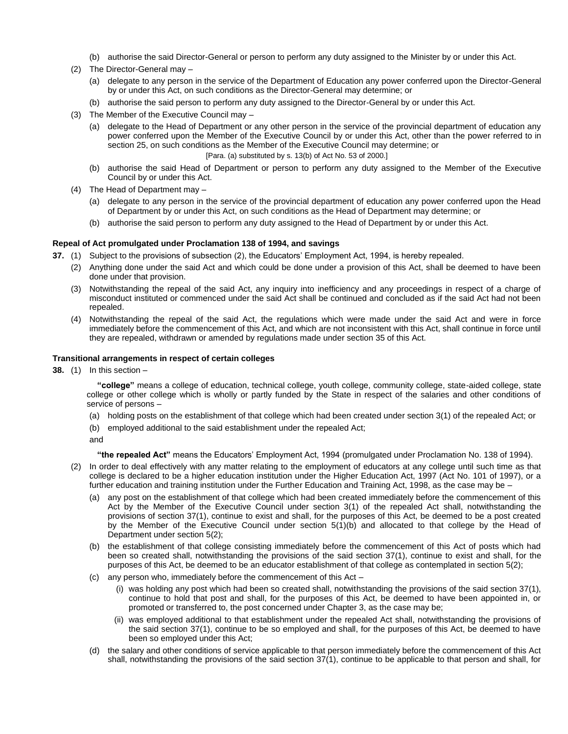(b) authorise the said Director-General or person to perform any duty assigned to the Minister by or under this Act.

(2) The Director-General may –

(a) delegate to any person in the service of the Department of Education any power conferred upon the Director-General by or under this Act, on such conditions as the Director-General may determine; or

(b) authorise the said person to perform any duty assigned to the Director-General by or under this Act.

(3) The Member of the Executive Council may –

(a) delegate to the Head of Department or any other person in the service of the provincial department of education any power conferred upon the Member of the Executive Council by or under this Act, other than the power referred to in section 25, on such conditions as the Member of the Executive Council may determine; or

[Para. (a) substituted by s. 13(b) of Act No. 53 of 2000.]

(b) authorise the said Head of Department or person to perform any duty assigned to the Member of the Executive Council by or under this Act.

(4) The Head of Department may –

(a) delegate to any person in the service of the provincial department of education any power conferred upon the Head of Department by or under this Act, on such conditions as the Head of Department may determine; or

(b) authorise the said person to perform any duty assigned to the Head of Department by or under this Act.

**Repeal of Act promulgated under Proclamation 138 of 1994, and savings**

**37.** (1) Subject to the provisions of subsection (2), the Educators' Employment Act, 1994, is hereby repealed.

(2) Anything done under the said Act and which could be done under a provision of this Act, shall be deemed to have been done under that provision.

(3) Notwithstanding the repeal of the said Act, any inquiry into inefficiency and any proceedings in respect of a charge of misconduct instituted or commenced under the said Act shall be continued and concluded as if the said Act had not been repealed.

(4) Notwithstanding the repeal of the said Act, the regulations which were made under the said Act and were in force immediately before the commencement of this Act, and which are not inconsistent with this Act, shall continue in force until they are repealed, withdrawn or amended by regulations made under section 35 of this Act.

**Transitional arrangements in respect of certain colleges**

**38.** (1) In this section –

**"college"** means a college of education, technical college, youth college, community college, state-aided college, state college or other college which is wholly or partly funded by the State in respect of the salaries and other conditions of service of persons –

(a) holding posts on the establishment of that college which had been created under section 3(1) of the repealed Act; or

(b) employed additional to the said establishment under the repealed Act;

and

**"the repealed Act"** means the Educators' Employment Act, 1994 (promulgated under Proclamation No. 138 of 1994).

(2) In order to deal effectively with any matter relating to the employment of educators at any college until such time as that college is declared to be a higher education institution under the Higher Education Act, 1997 (Act No. 101 of 1997), or a further education and training institution under the Further Education and Training Act, 1998, as the case may be –

(a) any post on the establishment of that college which had been created immediately before the commencement of this Act by the Member of the Executive Council under section 3(1) of the repealed Act shall, notwithstanding the provisions of section 37(1), continue to exist and shall, for the purposes of this Act, be deemed to be a post created by the Member of the Executive Council under section 5(1)(b) and allocated to that college by the Head of Department under section 5(2);

(b) the establishment of that college consisting immediately before the commencement of this Act of posts which had been so created shall, notwithstanding the provisions of the said section 37(1), continue to exist and shall, for the purposes of this Act, be deemed to be an educator establishment of that college as contemplated in section 5(2);

(c) any person who, immediately before the commencement of this Act –

(i) was holding any post which had been so created shall, notwithstanding the provisions of the said section 37(1), continue to hold that post and shall, for the purposes of this Act, be deemed to have been appointed in, or promoted or transferred to, the post concerned under Chapter 3, as the case may be;

(ii) was employed additional to that establishment under the repealed Act shall, notwithstanding the provisions of the said section 37(1), continue to be so employed and shall, for the purposes of this Act, be deemed to have been so employed under this Act;

(d) the salary and other conditions of service applicable to that person immediately before the commencement of this Act shall, notwithstanding the provisions of the said section 37(1), continue to be applicable to that person and shall, for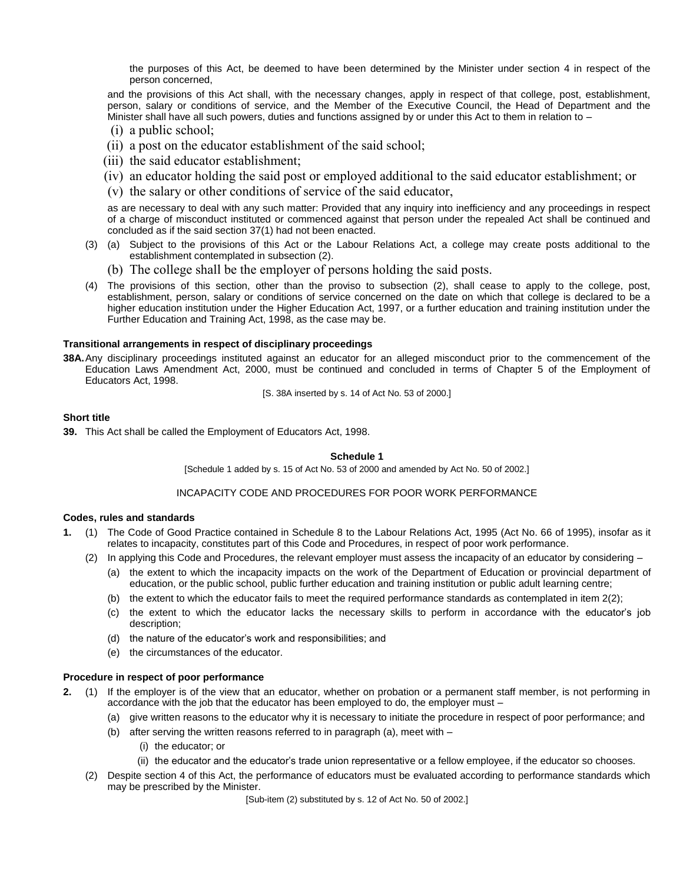the purposes of this Act, be deemed to have been determined by the Minister under section 4 in respect of the person concerned,

and the provisions of this Act shall, with the necessary changes, apply in respect of that college, post, establishment, person, salary or conditions of service, and the Member of the Executive Council, the Head of Department and the Minister shall have all such powers, duties and functions assigned by or under this Act to them in relation to –

(i) a public school;

(ii) a post on the educator establishment of the said school;

(iii) the said educator establishment;

(iv) an educator holding the said post or employed additional to the said educator establishment; or

(v) the salary or other conditions of service of the said educator,

as are necessary to deal with any such matter: Provided that any inquiry into inefficiency and any proceedings in respect of a charge of misconduct instituted or commenced against that person under the repealed Act shall be continued and concluded as if the said section 37(1) had not been enacted.

(3) (a) Subject to the provisions of this Act or the Labour Relations Act, a college may create posts additional to the establishment contemplated in subsection (2).

(b) The college shall be the employer of persons holding the said posts.

(4) The provisions of this section, other than the proviso to subsection (2), shall cease to apply to the college, post, establishment, person, salary or conditions of service concerned on the date on which that college is declared to be a higher education institution under the Higher Education Act, 1997, or a further education and training institution under the Further Education and Training Act, 1998, as the case may be.

**Transitional arrangements in respect of disciplinary proceedings**

**38A.** Any disciplinary proceedings instituted against an educator for an alleged misconduct prior to the commencement of the Education Laws Amendment Act, 2000, must be continued and concluded in terms of Chapter 5 of the Employment of Educators Act, 1998.

[S. 38A inserted by s. 14 of Act No. 53 of 2000.]

**Short title**

**39.** This Act shall be called the Employment of Educators Act, 1998.

**Schedule 1**

[Schedule 1 added by s. 15 of Act No. 53 of 2000 and amended by Act No. 50 of 2002.]

INCAPACITY CODE AND PROCEDURES FOR POOR WORK PERFORMANCE

**Codes, rules and standards**

**1.** (1) The Code of Good Practice contained in Schedule 8 to the Labour Relations Act, 1995 (Act No. 66 of 1995), insofar as it relates to incapacity, constitutes part of this Code and Procedures, in respect of poor work performance.

(2) In applying this Code and Procedures, the relevant employer must assess the incapacity of an educator by considering –

(a) the extent to which the incapacity impacts on the work of the Department of Education or provincial department of education, or the public school, public further education and training institution or public adult learning centre;

(b) the extent to which the educator fails to meet the required performance standards as contemplated in item 2(2);

(c) the extent to which the educator lacks the necessary skills to perform in accordance with the educator's job description;

(d) the nature of the educator's work and responsibilities; and

(e) the circumstances of the educator.

**Procedure in respect of poor performance**

**2.** (1) If the employer is of the view that an educator, whether on probation or a permanent staff member, is not performing in accordance with the job that the educator has been employed to do, the employer must –

(a) give written reasons to the educator why it is necessary to initiate the procedure in respect of poor performance; and

(b) after serving the written reasons referred to in paragraph (a), meet with –

(i) the educator; or

(ii) the educator and the educator's trade union representative or a fellow employee, if the educator so chooses.

(2) Despite section 4 of this Act, the performance of educators must be evaluated according to performance standards which may be prescribed by the Minister.

[Sub-item (2) substituted by s. 12 of Act No. 50 of 2002.]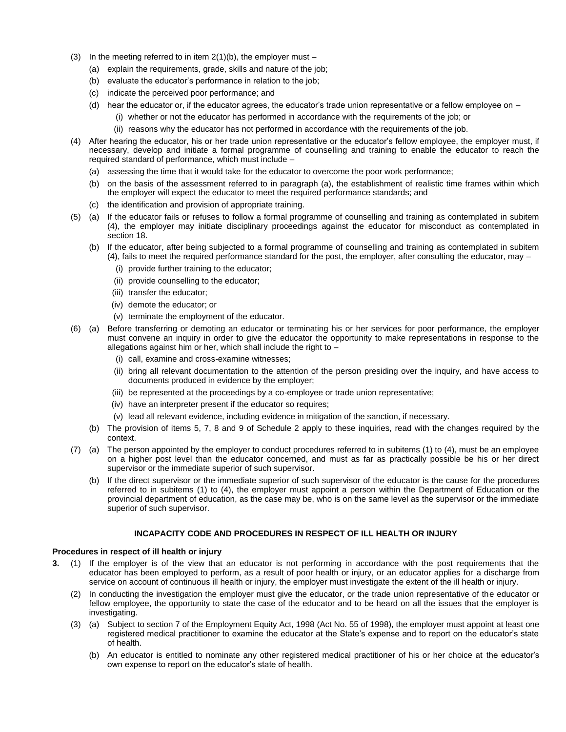(3) In the meeting referred to in item 2(1)(b), the employer must –

  (a) explain the requirements, grade, skills and nature of the job;

  (b) evaluate the educator's performance in relation to the job;

  (c) indicate the perceived poor performance; and

  (d) hear the educator or, if the educator agrees, the educator's trade union representative or a fellow employee on –

    (i) whether or not the educator has performed in accordance with the requirements of the job; or

    (ii) reasons why the educator has not performed in accordance with the requirements of the job.

(4) After hearing the educator, his or her trade union representative or the educator's fellow employee, the employer must, if necessary, develop and initiate a formal programme of counselling and training to enable the educator to reach the required standard of performance, which must include –

  (a) assessing the time that it would take for the educator to overcome the poor work performance;

  (b) on the basis of the assessment referred to in paragraph (a), the establishment of realistic time frames within which the employer will expect the educator to meet the required performance standards; and

  (c) the identification and provision of appropriate training.

(5) (a) If the educator fails or refuses to follow a formal programme of counselling and training as contemplated in subitem (4), the employer may initiate disciplinary proceedings against the educator for misconduct as contemplated in section 18.

  (b) If the educator, after being subjected to a formal programme of counselling and training as contemplated in subitem (4), fails to meet the required performance standard for the post, the employer, after consulting the educator, may –

    (i) provide further training to the educator;

    (ii) provide counselling to the educator;

    (iii) transfer the educator;

    (iv) demote the educator; or

    (v) terminate the employment of the educator.

(6) (a) Before transferring or demoting an educator or terminating his or her services for poor performance, the employer must convene an inquiry in order to give the educator the opportunity to make representations in response to the allegations against him or her, which shall include the right to –

    (i) call, examine and cross-examine witnesses;

    (ii) bring all relevant documentation to the attention of the person presiding over the inquiry, and have access to documents produced in evidence by the employer;

    (iii) be represented at the proceedings by a co-employee or trade union representative;

    (iv) have an interpreter present if the educator so requires;

    (v) lead all relevant evidence, including evidence in mitigation of the sanction, if necessary.

  (b) The provision of items 5, 7, 8 and 9 of Schedule 2 apply to these inquiries, read with the changes required by the context.

(7) (a) The person appointed by the employer to conduct procedures referred to in subitems (1) to (4), must be an employee on a higher post level than the educator concerned, and must as far as practically possible be his or her direct supervisor or the immediate superior of such supervisor.

  (b) If the direct supervisor or the immediate superior of such supervisor of the educator is the cause for the procedures referred to in subitems (1) to (4), the employer must appoint a person within the Department of Education or the provincial department of education, as the case may be, who is on the same level as the supervisor or the immediate superior of such supervisor.

## INCAPACITY CODE AND PROCEDURES IN RESPECT OF ILL HEALTH OR INJURY

**Procedures in respect of ill health or injury**

**3.** (1) If the employer is of the view that an educator is not performing in accordance with the post requirements that the educator has been employed to perform, as a result of poor health or injury, or an educator applies for a discharge from service on account of continuous ill health or injury, the employer must investigate the extent of the ill health or injury.

(2) In conducting the investigation the employer must give the educator, or the trade union representative of the educator or fellow employee, the opportunity to state the case of the educator and to be heard on all the issues that the employer is investigating.

(3) (a) Subject to section 7 of the Employment Equity Act, 1998 (Act No. 55 of 1998), the employer must appoint at least one registered medical practitioner to examine the educator at the State's expense and to report on the educator's state of health.

  (b) An educator is entitled to nominate any other registered medical practitioner of his or her choice at the educator's own expense to report on the educator's state of health.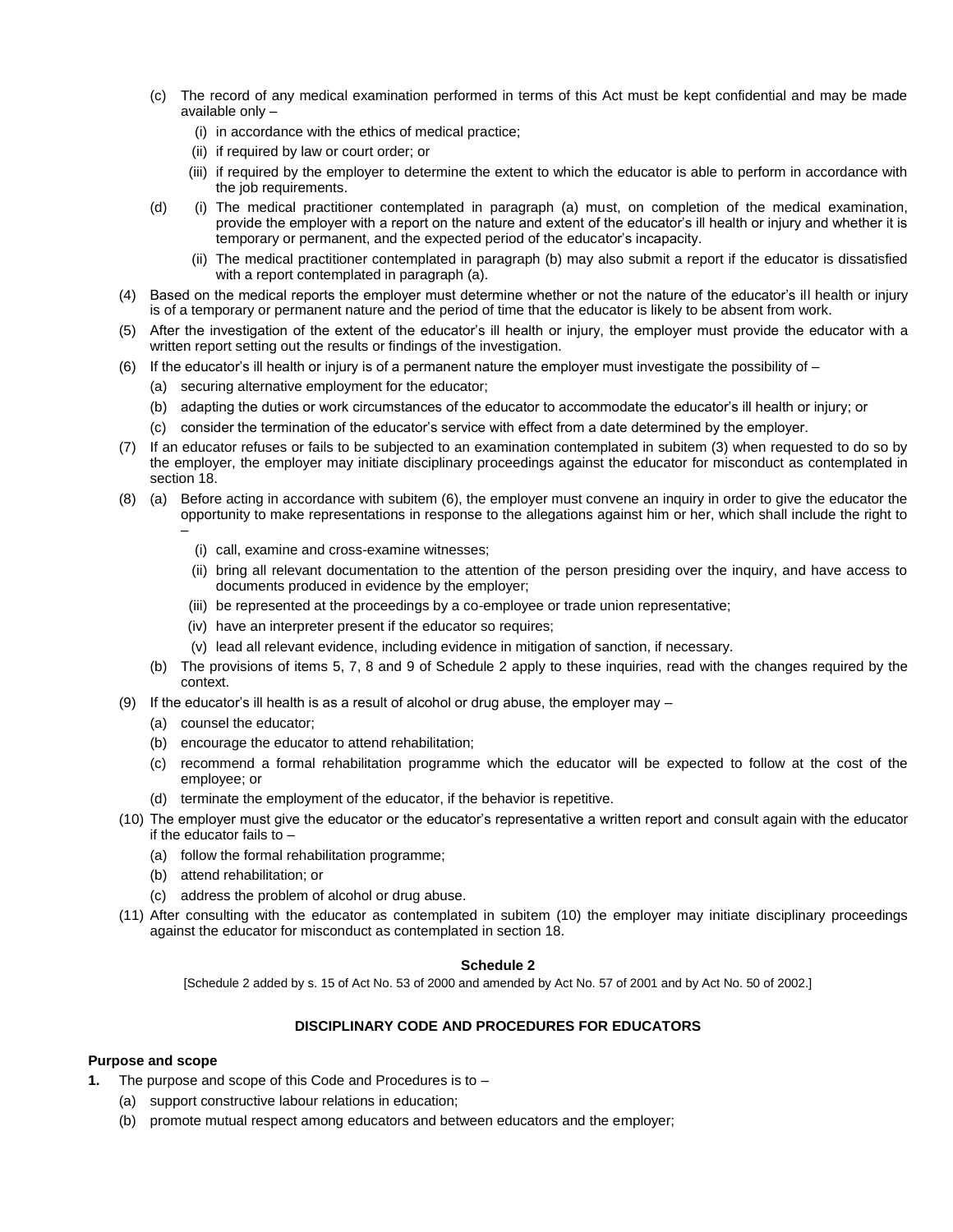(c) The record of any medical examination performed in terms of this Act must be kept confidential and may be made available only –

 (i) in accordance with the ethics of medical practice;

 (ii) if required by law or court order; or

 (iii) if required by the employer to determine the extent to which the educator is able to perform in accordance with the job requirements.

(d) (i) The medical practitioner contemplated in paragraph (a) must, on completion of the medical examination, provide the employer with a report on the nature and extent of the educator's ill health or injury and whether it is temporary or permanent, and the expected period of the educator's incapacity.

 (ii) The medical practitioner contemplated in paragraph (b) may also submit a report if the educator is dissatisfied with a report contemplated in paragraph (a).

(4) Based on the medical reports the employer must determine whether or not the nature of the educator's ill health or injury is of a temporary or permanent nature and the period of time that the educator is likely to be absent from work.

(5) After the investigation of the extent of the educator's ill health or injury, the employer must provide the educator with a written report setting out the results or findings of the investigation.

(6) If the educator's ill health or injury is of a permanent nature the employer must investigate the possibility of –

 (a) securing alternative employment for the educator;

 (b) adapting the duties or work circumstances of the educator to accommodate the educator's ill health or injury; or

 (c) consider the termination of the educator's service with effect from a date determined by the employer.

(7) If an educator refuses or fails to be subjected to an examination contemplated in subitem (3) when requested to do so by the employer, the employer may initiate disciplinary proceedings against the educator for misconduct as contemplated in section 18.

(8) (a) Before acting in accordance with subitem (6), the employer must convene an inquiry in order to give the educator the opportunity to make representations in response to the allegations against him or her, which shall include the right to –

 (i) call, examine and cross-examine witnesses;

 (ii) bring all relevant documentation to the attention of the person presiding over the inquiry, and have access to documents produced in evidence by the employer;

 (iii) be represented at the proceedings by a co-employee or trade union representative;

 (iv) have an interpreter present if the educator so requires;

 (v) lead all relevant evidence, including evidence in mitigation of sanction, if necessary.

 (b) The provisions of items 5, 7, 8 and 9 of Schedule 2 apply to these inquiries, read with the changes required by the context.

(9) If the educator's ill health is as a result of alcohol or drug abuse, the employer may –

 (a) counsel the educator;

 (b) encourage the educator to attend rehabilitation;

 (c) recommend a formal rehabilitation programme which the educator will be expected to follow at the cost of the employee; or

 (d) terminate the employment of the educator, if the behavior is repetitive.

(10) The employer must give the educator or the educator's representative a written report and consult again with the educator if the educator fails to –

 (a) follow the formal rehabilitation programme;

 (b) attend rehabilitation; or

 (c) address the problem of alcohol or drug abuse.

(11) After consulting with the educator as contemplated in subitem (10) the employer may initiate disciplinary proceedings against the educator for misconduct as contemplated in section 18.

## Schedule 2

[Schedule 2 added by s. 15 of Act No. 53 of 2000 and amended by Act No. 57 of 2001 and by Act No. 50 of 2002.]

### DISCIPLINARY CODE AND PROCEDURES FOR EDUCATORS

**Purpose and scope**

**1.** The purpose and scope of this Code and Procedures is to –

 (a) support constructive labour relations in education;

 (b) promote mutual respect among educators and between educators and the employer;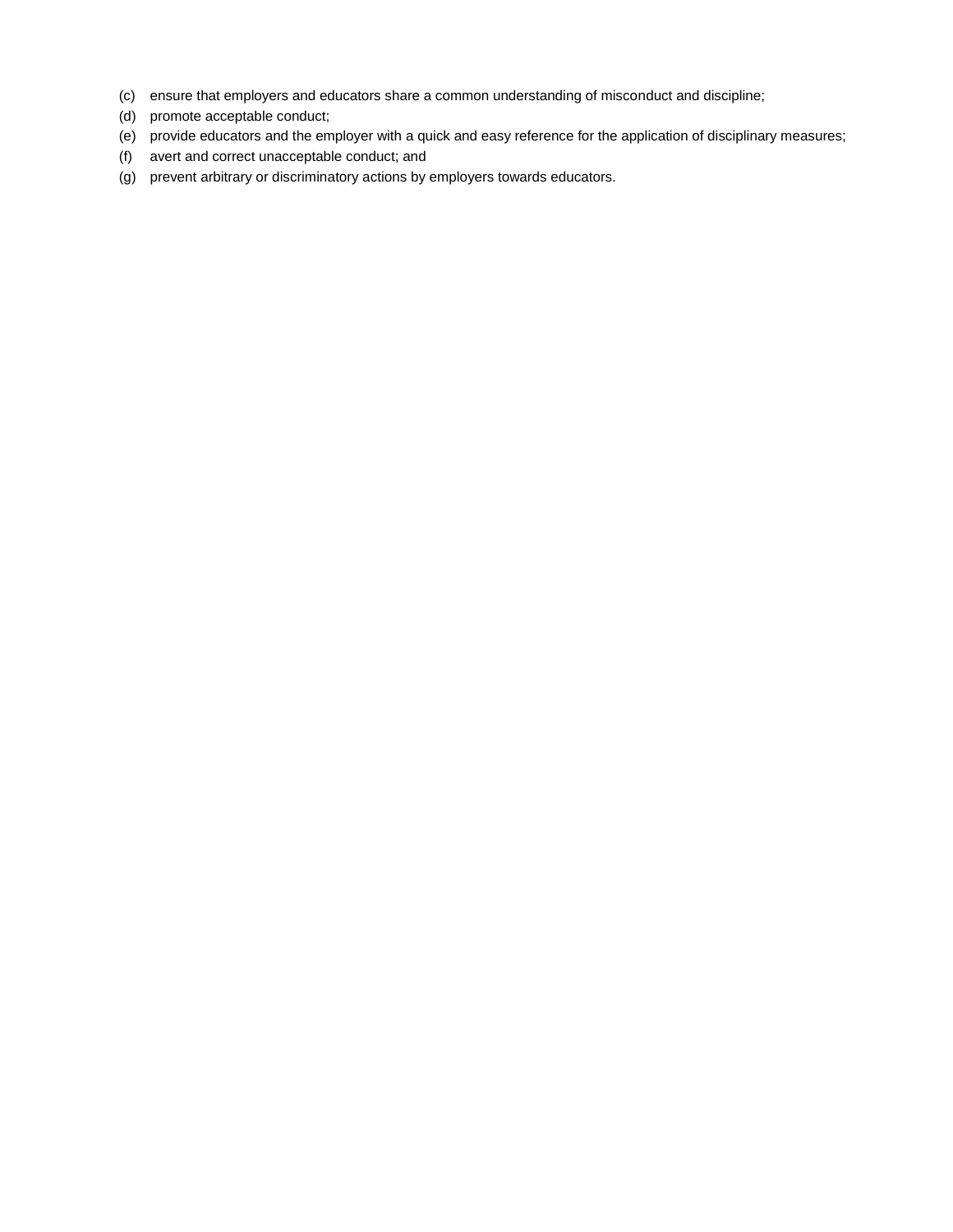(c) ensure that employers and educators share a common understanding of misconduct and discipline;

(d) promote acceptable conduct;

(e) provide educators and the employer with a quick and easy reference for the application of disciplinary measures;

(f) avert and correct unacceptable conduct; and

(g) prevent arbitrary or discriminatory actions by employers towards educators.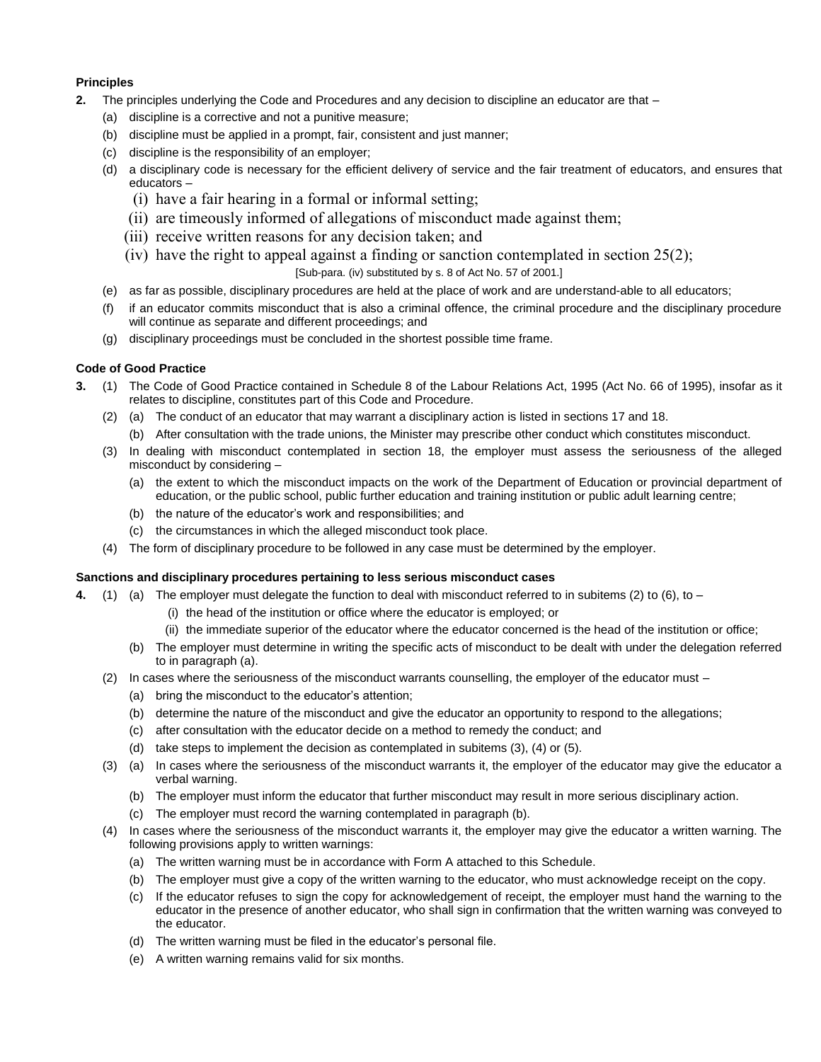**Principles**

**2.** The principles underlying the Code and Procedures and any decision to discipline an educator are that –

(a) discipline is a corrective and not a punitive measure;

(b) discipline must be applied in a prompt, fair, consistent and just manner;

(c) discipline is the responsibility of an employer;

(d) a disciplinary code is necessary for the efficient delivery of service and the fair treatment of educators, and ensures that educators –

(i) have a fair hearing in a formal or informal setting;

(ii) are timeously informed of allegations of misconduct made against them;

(iii) receive written reasons for any decision taken; and

(iv) have the right to appeal against a finding or sanction contemplated in section 25(2);

[Sub-para. (iv) substituted by s. 8 of Act No. 57 of 2001.]

(e) as far as possible, disciplinary procedures are held at the place of work and are understand-able to all educators;

(f) if an educator commits misconduct that is also a criminal offence, the criminal procedure and the disciplinary procedure will continue as separate and different proceedings; and

(g) disciplinary proceedings must be concluded in the shortest possible time frame.

**Code of Good Practice**

**3.** (1) The Code of Good Practice contained in Schedule 8 of the Labour Relations Act, 1995 (Act No. 66 of 1995), insofar as it relates to discipline, constitutes part of this Code and Procedure.

(2) (a) The conduct of an educator that may warrant a disciplinary action is listed in sections 17 and 18.

(b) After consultation with the trade unions, the Minister may prescribe other conduct which constitutes misconduct.

(3) In dealing with misconduct contemplated in section 18, the employer must assess the seriousness of the alleged misconduct by considering –

(a) the extent to which the misconduct impacts on the work of the Department of Education or provincial department of education, or the public school, public further education and training institution or public adult learning centre;

(b) the nature of the educator's work and responsibilities; and

(c) the circumstances in which the alleged misconduct took place.

(4) The form of disciplinary procedure to be followed in any case must be determined by the employer.

**Sanctions and disciplinary procedures pertaining to less serious misconduct cases**

**4.** (1) (a) The employer must delegate the function to deal with misconduct referred to in subitems (2) to (6), to –

(i) the head of the institution or office where the educator is employed; or

(ii) the immediate superior of the educator where the educator concerned is the head of the institution or office;

(b) The employer must determine in writing the specific acts of misconduct to be dealt with under the delegation referred to in paragraph (a).

(2) In cases where the seriousness of the misconduct warrants counselling, the employer of the educator must –

(a) bring the misconduct to the educator's attention;

(b) determine the nature of the misconduct and give the educator an opportunity to respond to the allegations;

(c) after consultation with the educator decide on a method to remedy the conduct; and

(d) take steps to implement the decision as contemplated in subitems (3), (4) or (5).

(3) (a) In cases where the seriousness of the misconduct warrants it, the employer of the educator may give the educator a verbal warning.

(b) The employer must inform the educator that further misconduct may result in more serious disciplinary action.

(c) The employer must record the warning contemplated in paragraph (b).

(4) In cases where the seriousness of the misconduct warrants it, the employer may give the educator a written warning. The following provisions apply to written warnings:

(a) The written warning must be in accordance with Form A attached to this Schedule.

(b) The employer must give a copy of the written warning to the educator, who must acknowledge receipt on the copy.

(c) If the educator refuses to sign the copy for acknowledgement of receipt, the employer must hand the warning to the educator in the presence of another educator, who shall sign in confirmation that the written warning was conveyed to the educator.

(d) The written warning must be filed in the educator's personal file.

(e) A written warning remains valid for six months.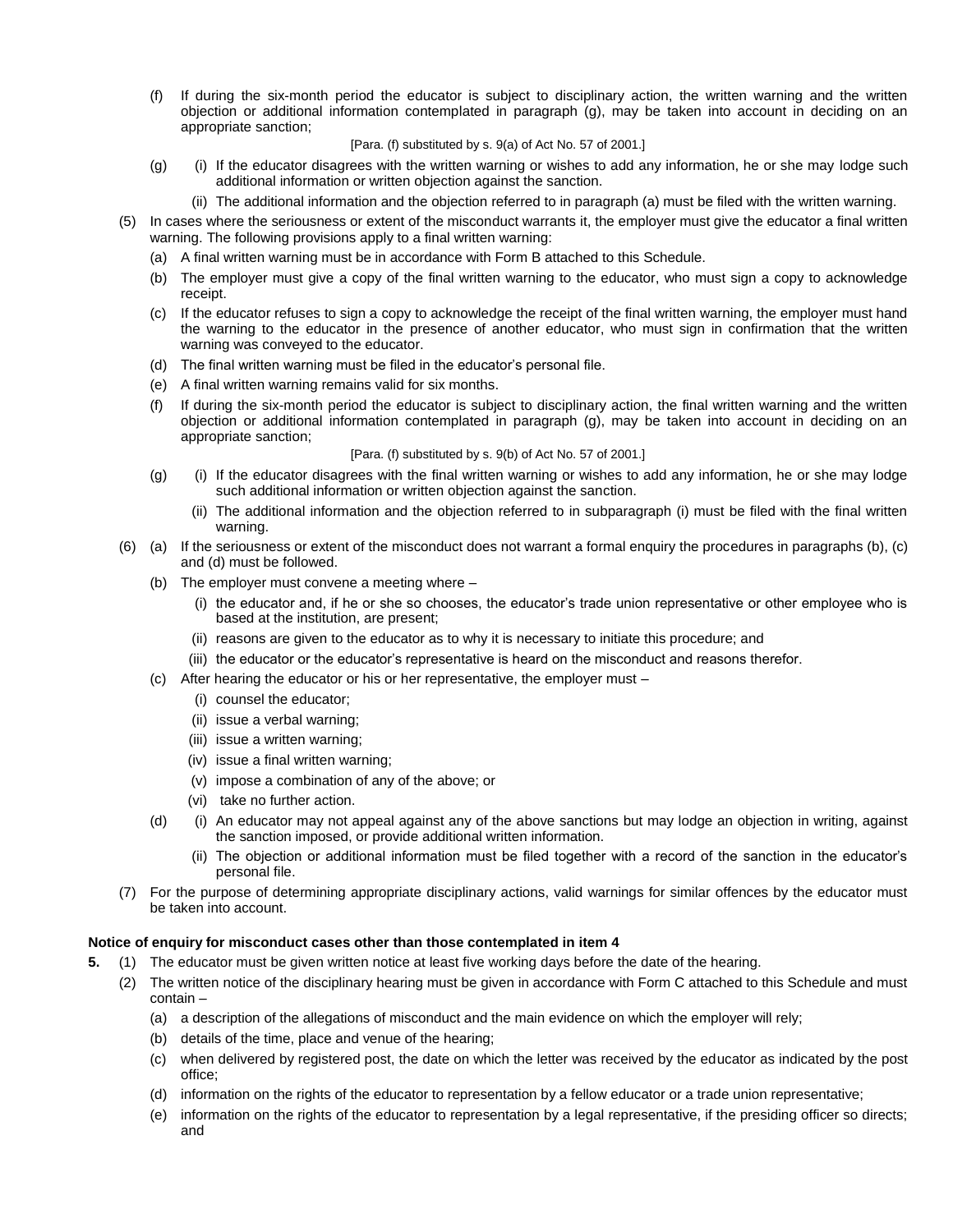(f) If during the six-month period the educator is subject to disciplinary action, the written warning and the written objection or additional information contemplated in paragraph (g), may be taken into account in deciding on an appropriate sanction;

[Para. (f) substituted by s. 9(a) of Act No. 57 of 2001.]

(g) (i) If the educator disagrees with the written warning or wishes to add any information, he or she may lodge such additional information or written objection against the sanction.

(ii) The additional information and the objection referred to in paragraph (a) must be filed with the written warning.

(5) In cases where the seriousness or extent of the misconduct warrants it, the employer must give the educator a final written warning. The following provisions apply to a final written warning:

(a) A final written warning must be in accordance with Form B attached to this Schedule.

(b) The employer must give a copy of the final written warning to the educator, who must sign a copy to acknowledge receipt.

(c) If the educator refuses to sign a copy to acknowledge the receipt of the final written warning, the employer must hand the warning to the educator in the presence of another educator, who must sign in confirmation that the written warning was conveyed to the educator.

(d) The final written warning must be filed in the educator's personal file.

(e) A final written warning remains valid for six months.

(f) If during the six-month period the educator is subject to disciplinary action, the final written warning and the written objection or additional information contemplated in paragraph (g), may be taken into account in deciding on an appropriate sanction;

[Para. (f) substituted by s. 9(b) of Act No. 57 of 2001.]

(g) (i) If the educator disagrees with the final written warning or wishes to add any information, he or she may lodge such additional information or written objection against the sanction.

(ii) The additional information and the objection referred to in subparagraph (i) must be filed with the final written warning.

(6) (a) If the seriousness or extent of the misconduct does not warrant a formal enquiry the procedures in paragraphs (b), (c) and (d) must be followed.

(b) The employer must convene a meeting where –

(i) the educator and, if he or she so chooses, the educator's trade union representative or other employee who is based at the institution, are present;

(ii) reasons are given to the educator as to why it is necessary to initiate this procedure; and

(iii) the educator or the educator's representative is heard on the misconduct and reasons therefor.

(c) After hearing the educator or his or her representative, the employer must –

(i) counsel the educator;

(ii) issue a verbal warning;

(iii) issue a written warning;

(iv) issue a final written warning;

(v) impose a combination of any of the above; or

(vi) take no further action.

(d) (i) An educator may not appeal against any of the above sanctions but may lodge an objection in writing, against the sanction imposed, or provide additional written information.

(ii) The objection or additional information must be filed together with a record of the sanction in the educator's personal file.

(7) For the purpose of determining appropriate disciplinary actions, valid warnings for similar offences by the educator must be taken into account.

**Notice of enquiry for misconduct cases other than those contemplated in item 4**

**5.** (1) The educator must be given written notice at least five working days before the date of the hearing.

(2) The written notice of the disciplinary hearing must be given in accordance with Form C attached to this Schedule and must contain –

(a) a description of the allegations of misconduct and the main evidence on which the employer will rely;

(b) details of the time, place and venue of the hearing;

(c) when delivered by registered post, the date on which the letter was received by the educator as indicated by the post office;

(d) information on the rights of the educator to representation by a fellow educator or a trade union representative;

(e) information on the rights of the educator to representation by a legal representative, if the presiding officer so directs; and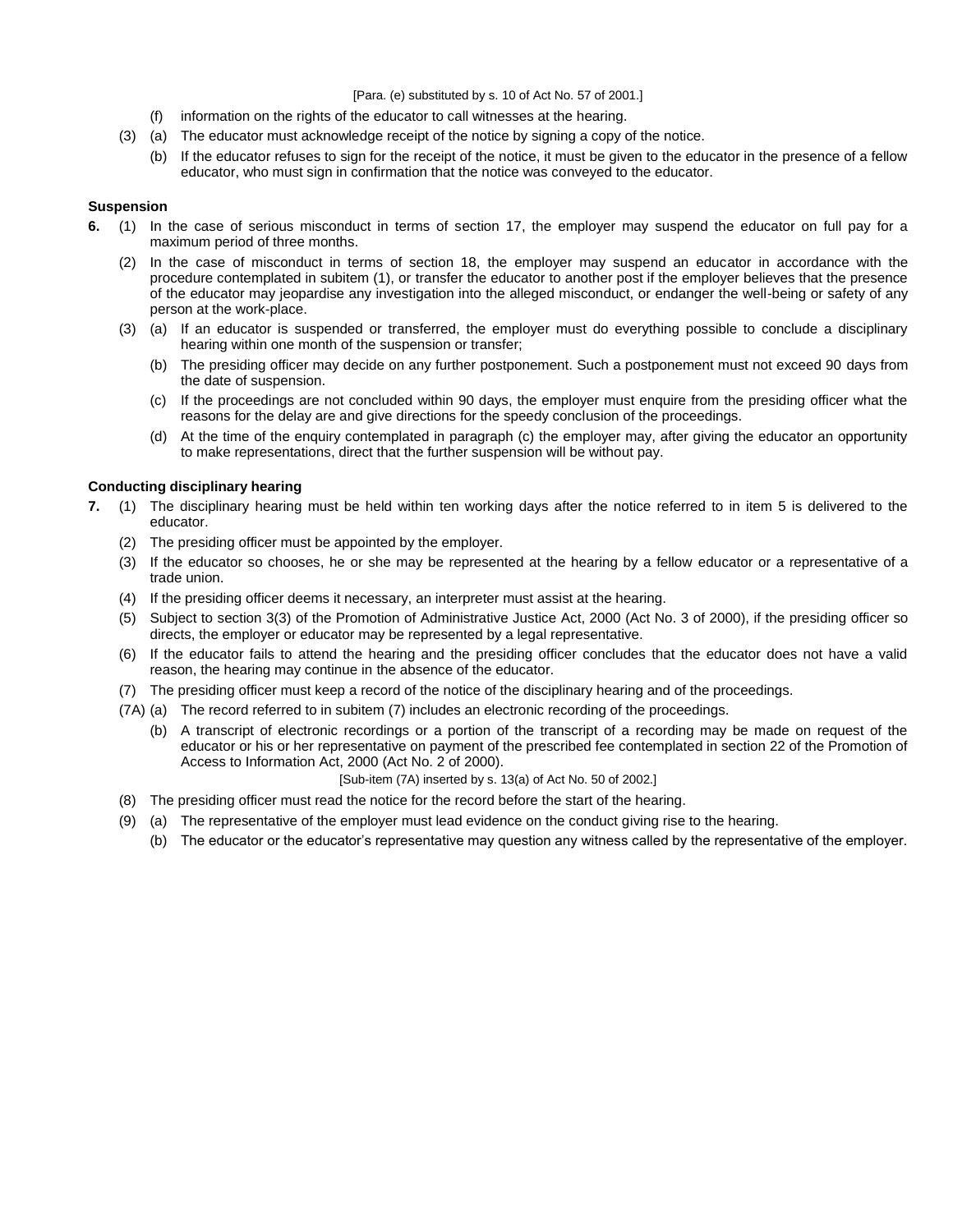[Para. (e) substituted by s. 10 of Act No. 57 of 2001.]

(f) information on the rights of the educator to call witnesses at the hearing.

(3) (a) The educator must acknowledge receipt of the notice by signing a copy of the notice.

(b) If the educator refuses to sign for the receipt of the notice, it must be given to the educator in the presence of a fellow educator, who must sign in confirmation that the notice was conveyed to the educator.

**Suspension**

**6.** (1) In the case of serious misconduct in terms of section 17, the employer may suspend the educator on full pay for a maximum period of three months.

(2) In the case of misconduct in terms of section 18, the employer may suspend an educator in accordance with the procedure contemplated in subitem (1), or transfer the educator to another post if the employer believes that the presence of the educator may jeopardise any investigation into the alleged misconduct, or endanger the well-being or safety of any person at the work-place.

(3) (a) If an educator is suspended or transferred, the employer must do everything possible to conclude a disciplinary hearing within one month of the suspension or transfer;

(b) The presiding officer may decide on any further postponement. Such a postponement must not exceed 90 days from the date of suspension.

(c) If the proceedings are not concluded within 90 days, the employer must enquire from the presiding officer what the reasons for the delay are and give directions for the speedy conclusion of the proceedings.

(d) At the time of the enquiry contemplated in paragraph (c) the employer may, after giving the educator an opportunity to make representations, direct that the further suspension will be without pay.

**Conducting disciplinary hearing**

**7.** (1) The disciplinary hearing must be held within ten working days after the notice referred to in item 5 is delivered to the educator.

(2) The presiding officer must be appointed by the employer.

(3) If the educator so chooses, he or she may be represented at the hearing by a fellow educator or a representative of a trade union.

(4) If the presiding officer deems it necessary, an interpreter must assist at the hearing.

(5) Subject to section 3(3) of the Promotion of Administrative Justice Act, 2000 (Act No. 3 of 2000), if the presiding officer so directs, the employer or educator may be represented by a legal representative.

(6) If the educator fails to attend the hearing and the presiding officer concludes that the educator does not have a valid reason, the hearing may continue in the absence of the educator.

(7) The presiding officer must keep a record of the notice of the disciplinary hearing and of the proceedings.

(7A) (a) The record referred to in subitem (7) includes an electronic recording of the proceedings.

(b) A transcript of electronic recordings or a portion of the transcript of a recording may be made on request of the educator or his or her representative on payment of the prescribed fee contemplated in section 22 of the Promotion of Access to Information Act, 2000 (Act No. 2 of 2000).

[Sub-item (7A) inserted by s. 13(a) of Act No. 50 of 2002.]

(8) The presiding officer must read the notice for the record before the start of the hearing.

(9) (a) The representative of the employer must lead evidence on the conduct giving rise to the hearing.

(b) The educator or the educator's representative may question any witness called by the representative of the employer.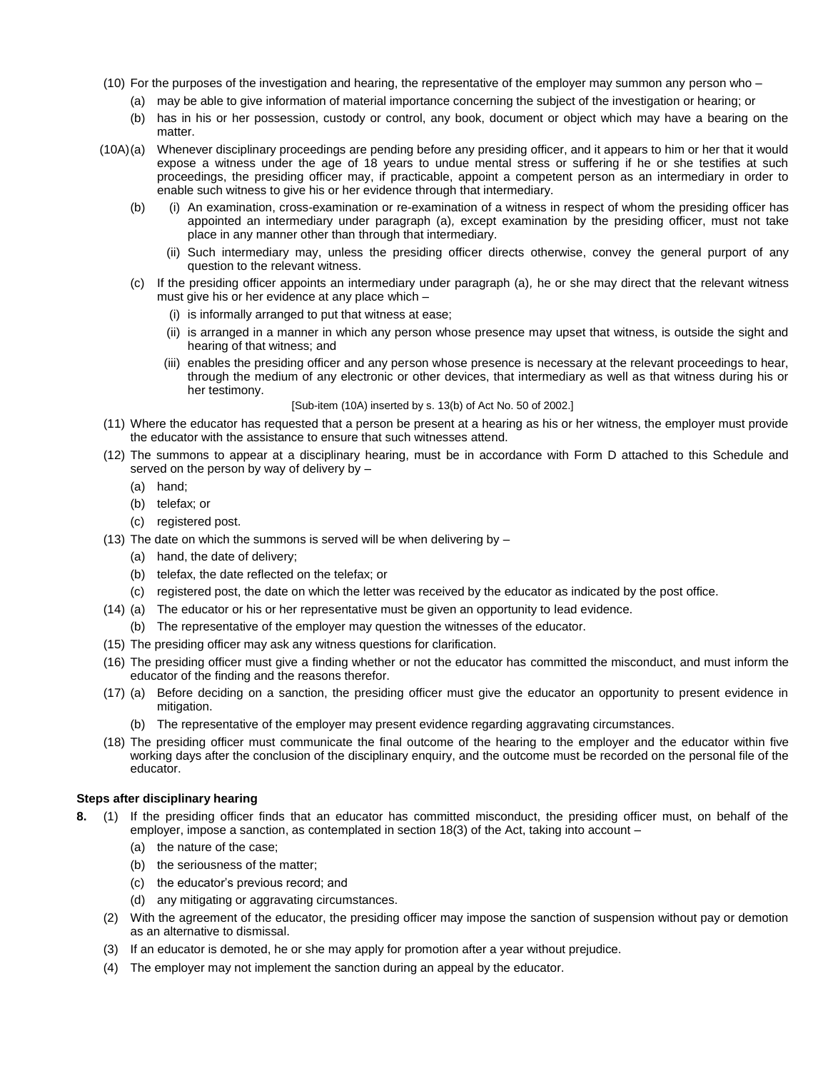(10) For the purposes of the investigation and hearing, the representative of the employer may summon any person who –

(a) may be able to give information of material importance concerning the subject of the investigation or hearing; or

(b) has in his or her possession, custody or control, any book, document or object which may have a bearing on the matter.

(10A) (a) Whenever disciplinary proceedings are pending before any presiding officer, and it appears to him or her that it would expose a witness under the age of 18 years to undue mental stress or suffering if he or she testifies at such proceedings, the presiding officer may, if practicable, appoint a competent person as an intermediary in order to enable such witness to give his or her evidence through that intermediary.

(b) (i) An examination, cross-examination or re-examination of a witness in respect of whom the presiding officer has appointed an intermediary under paragraph (a), except examination by the presiding officer, must not take place in any manner other than through that intermediary.

(ii) Such intermediary may, unless the presiding officer directs otherwise, convey the general purport of any question to the relevant witness.

(c) If the presiding officer appoints an intermediary under paragraph (a), he or she may direct that the relevant witness must give his or her evidence at any place which –

(i) is informally arranged to put that witness at ease;

(ii) is arranged in a manner in which any person whose presence may upset that witness, is outside the sight and hearing of that witness; and

(iii) enables the presiding officer and any person whose presence is necessary at the relevant proceedings to hear, through the medium of any electronic or other devices, that intermediary as well as that witness during his or her testimony.

[Sub-item (10A) inserted by s. 13(b) of Act No. 50 of 2002.]

(11) Where the educator has requested that a person be present at a hearing as his or her witness, the employer must provide the educator with the assistance to ensure that such witnesses attend.

(12) The summons to appear at a disciplinary hearing, must be in accordance with Form D attached to this Schedule and served on the person by way of delivery by –

(a) hand;

(b) telefax; or

(c) registered post.

(13) The date on which the summons is served will be when delivering by –

(a) hand, the date of delivery;

(b) telefax, the date reflected on the telefax; or

(c) registered post, the date on which the letter was received by the educator as indicated by the post office.

(14) (a) The educator or his or her representative must be given an opportunity to lead evidence.

(b) The representative of the employer may question the witnesses of the educator.

(15) The presiding officer may ask any witness questions for clarification.

(16) The presiding officer must give a finding whether or not the educator has committed the misconduct, and must inform the educator of the finding and the reasons therefor.

(17) (a) Before deciding on a sanction, the presiding officer must give the educator an opportunity to present evidence in mitigation.

(b) The representative of the employer may present evidence regarding aggravating circumstances.

(18) The presiding officer must communicate the final outcome of the hearing to the employer and the educator within five working days after the conclusion of the disciplinary enquiry, and the outcome must be recorded on the personal file of the educator.

**Steps after disciplinary hearing**

**8.** (1) If the presiding officer finds that an educator has committed misconduct, the presiding officer must, on behalf of the employer, impose a sanction, as contemplated in section 18(3) of the Act, taking into account –

(a) the nature of the case;

(b) the seriousness of the matter;

(c) the educator's previous record; and

(d) any mitigating or aggravating circumstances.

(2) With the agreement of the educator, the presiding officer may impose the sanction of suspension without pay or demotion as an alternative to dismissal.

(3) If an educator is demoted, he or she may apply for promotion after a year without prejudice.

(4) The employer may not implement the sanction during an appeal by the educator.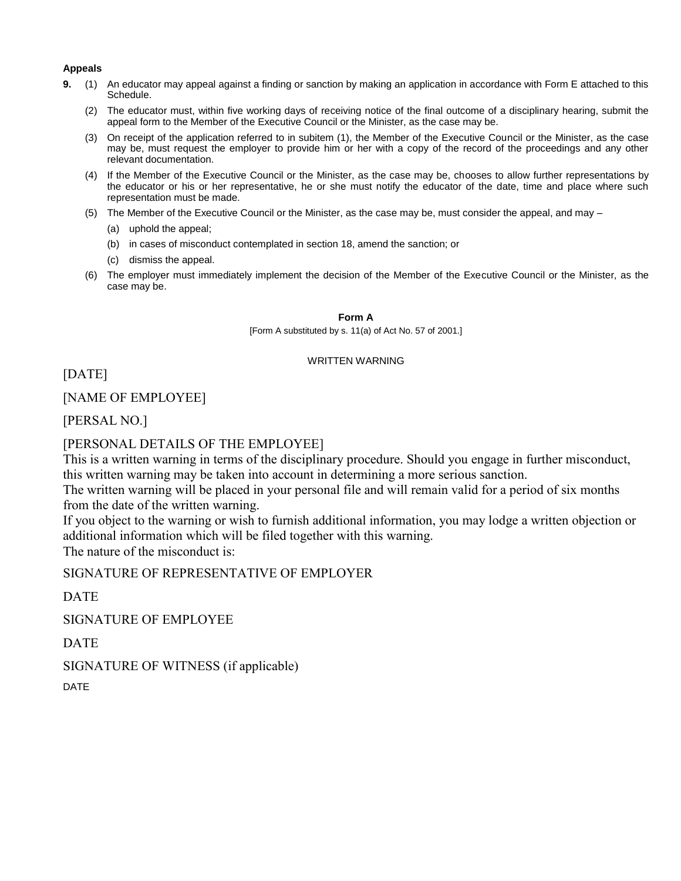**Appeals**

**9.** (1) An educator may appeal against a finding or sanction by making an application in accordance with Form E attached to this Schedule.

(2) The educator must, within five working days of receiving notice of the final outcome of a disciplinary hearing, submit the appeal form to the Member of the Executive Council or the Minister, as the case may be.

(3) On receipt of the application referred to in subitem (1), the Member of the Executive Council or the Minister, as the case may be, must request the employer to provide him or her with a copy of the record of the proceedings and any other relevant documentation.

(4) If the Member of the Executive Council or the Minister, as the case may be, chooses to allow further representations by the educator or his or her representative, he or she must notify the educator of the date, time and place where such representation must be made.

(5) The Member of the Executive Council or the Minister, as the case may be, must consider the appeal, and may –

(a) uphold the appeal;

(b) in cases of misconduct contemplated in section 18, amend the sanction; or

(c) dismiss the appeal.

(6) The employer must immediately implement the decision of the Member of the Executive Council or the Minister, as the case may be.

**Form A**

[Form A substituted by s. 11(a) of Act No. 57 of 2001.]

WRITTEN WARNING

[DATE]

[NAME OF EMPLOYEE]

[PERSAL NO.]

[PERSONAL DETAILS OF THE EMPLOYEE]

This is a written warning in terms of the disciplinary procedure. Should you engage in further misconduct, this written warning may be taken into account in determining a more serious sanction.

The written warning will be placed in your personal file and will remain valid for a period of six months from the date of the written warning.

If you object to the warning or wish to furnish additional information, you may lodge a written objection or additional information which will be filed together with this warning.

The nature of the misconduct is:

SIGNATURE OF REPRESENTATIVE OF EMPLOYER

DATE

SIGNATURE OF EMPLOYEE

DATE

SIGNATURE OF WITNESS (if applicable)

DATE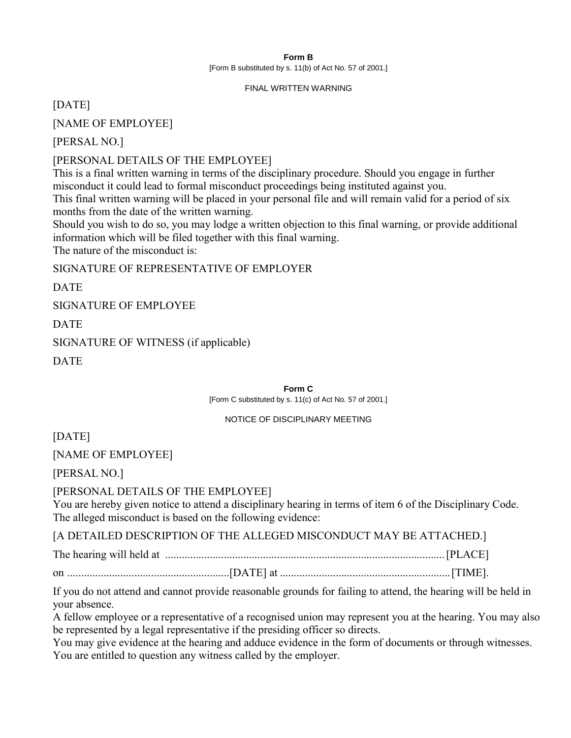**Form B**

[Form B substituted by s. 11(b) of Act No. 57 of 2001.]

FINAL WRITTEN WARNING

[DATE]

[NAME OF EMPLOYEE]

[PERSAL NO.]

[PERSONAL DETAILS OF THE EMPLOYEE]

This is a final written warning in terms of the disciplinary procedure. Should you engage in further misconduct it could lead to formal misconduct proceedings being instituted against you.

This final written warning will be placed in your personal file and will remain valid for a period of six months from the date of the written warning.

Should you wish to do so, you may lodge a written objection to this final warning, or provide additional information which will be filed together with this final warning.

The nature of the misconduct is:

SIGNATURE OF REPRESENTATIVE OF EMPLOYER

DATE

SIGNATURE OF EMPLOYEE

DATE

SIGNATURE OF WITNESS (if applicable)

DATE

**Form C**

[Form C substituted by s. 11(c) of Act No. 57 of 2001.]

NOTICE OF DISCIPLINARY MEETING

[DATE]

[NAME OF EMPLOYEE]

[PERSAL NO.]

[PERSONAL DETAILS OF THE EMPLOYEE]

You are hereby given notice to attend a disciplinary hearing in terms of item 6 of the Disciplinary Code. The alleged misconduct is based on the following evidence:

[A DETAILED DESCRIPTION OF THE ALLEGED MISCONDUCT MAY BE ATTACHED.]

The hearing will held at ................................................................................................... [PLACE]

on ..........................................................[DATE] at ............................................................[TIME].

If you do not attend and cannot provide reasonable grounds for failing to attend, the hearing will be held in your absence.

A fellow employee or a representative of a recognised union may represent you at the hearing. You may also be represented by a legal representative if the presiding officer so directs.

You may give evidence at the hearing and adduce evidence in the form of documents or through witnesses. You are entitled to question any witness called by the employer.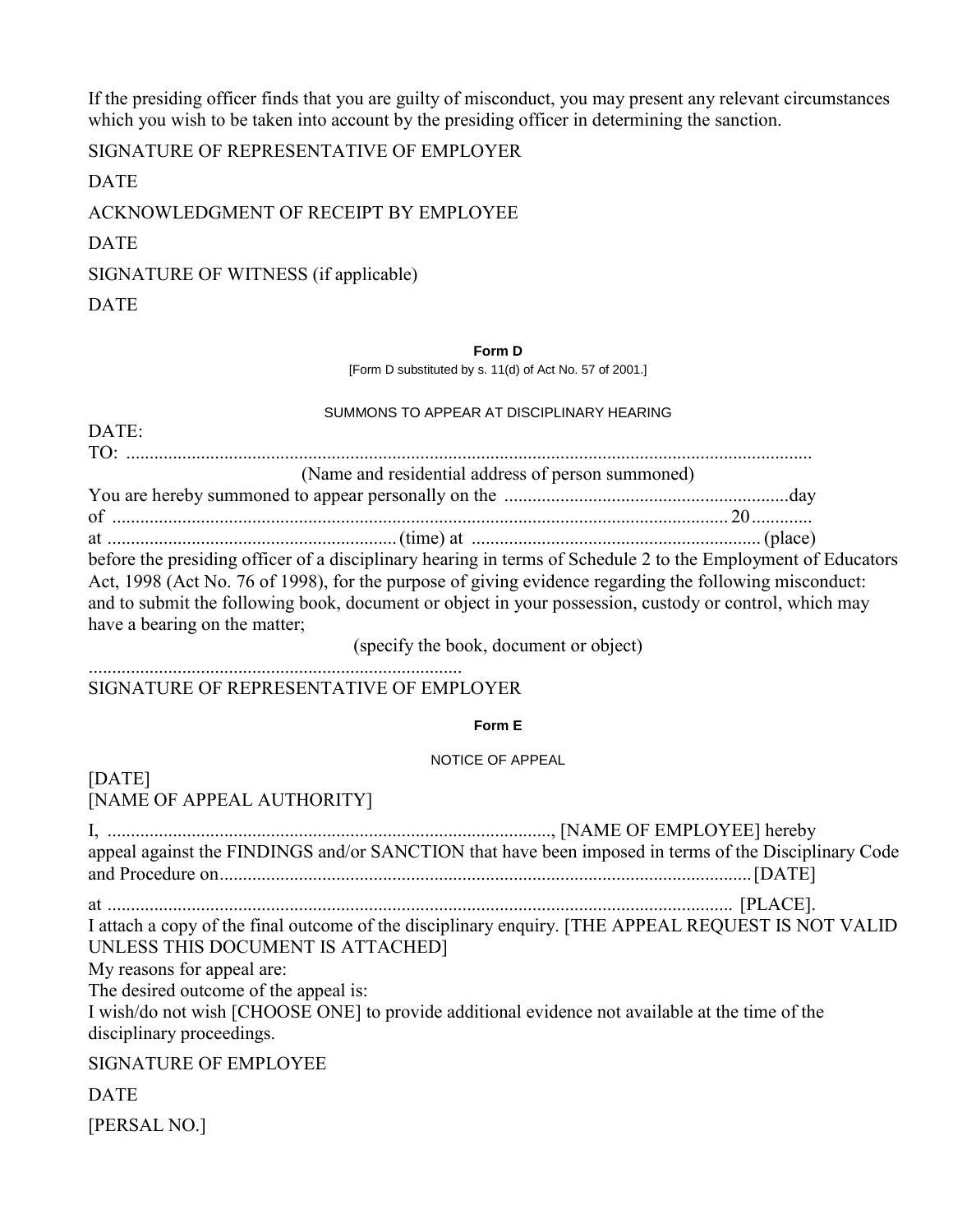If the presiding officer finds that you are guilty of misconduct, you may present any relevant circumstances which you wish to be taken into account by the presiding officer in determining the sanction.

SIGNATURE OF REPRESENTATIVE OF EMPLOYER

DATE

ACKNOWLEDGMENT OF RECEIPT BY EMPLOYEE

DATE

SIGNATURE OF WITNESS (if applicable)

DATE

**Form D**

[Form D substituted by s. 11(d) of Act No. 57 of 2001.]

SUMMONS TO APPEAR AT DISCIPLINARY HEARING

DATE:

TO: ..................................................................................................................................................

(Name and residential address of person summoned)

You are hereby summoned to appear personally on the ............................................................day of ........................................................................................................................ 20............ at ............................................................ (time) at ............................................................ (place) before the presiding officer of a disciplinary hearing in terms of Schedule 2 to the Employment of Educators Act, 1998 (Act No. 76 of 1998), for the purpose of giving evidence regarding the following misconduct: and to submit the following book, document or object in your possession, custody or control, which may have a bearing on the matter;

(specify the book, document or object)

................................................................................

SIGNATURE OF REPRESENTATIVE OF EMPLOYER

**Form E**

NOTICE OF APPEAL

[DATE]

[NAME OF APPEAL AUTHORITY]

I, ..............................................................................................., [NAME OF EMPLOYEE] hereby appeal against the FINDINGS and/or SANCTION that have been imposed in terms of the Disciplinary Code and Procedure on................................................................................................................. [DATE]

at ...................................................................................................................................... [PLACE].

I attach a copy of the final outcome of the disciplinary enquiry. [THE APPEAL REQUEST IS NOT VALID UNLESS THIS DOCUMENT IS ATTACHED]

My reasons for appeal are:

The desired outcome of the appeal is:

I wish/do not wish [CHOOSE ONE] to provide additional evidence not available at the time of the disciplinary proceedings.

SIGNATURE OF EMPLOYEE

DATE

[PERSAL NO.]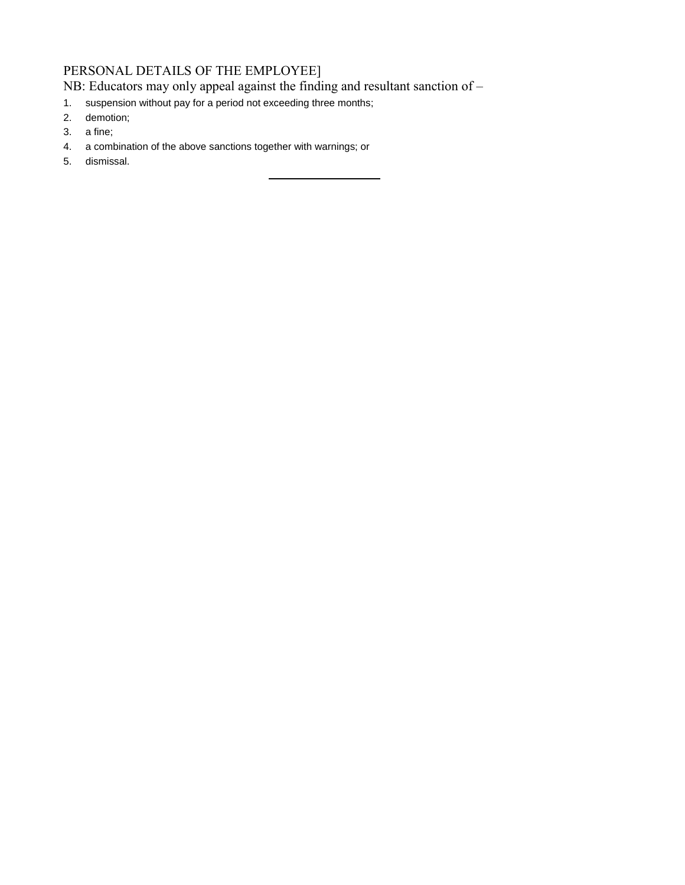PERSONAL DETAILS OF THE EMPLOYEE]

NB: Educators may only appeal against the finding and resultant sanction of –

1. suspension without pay for a period not exceeding three months;
2. demotion;
3. a fine;
4. a combination of the above sanctions together with warnings; or
5. dismissal.